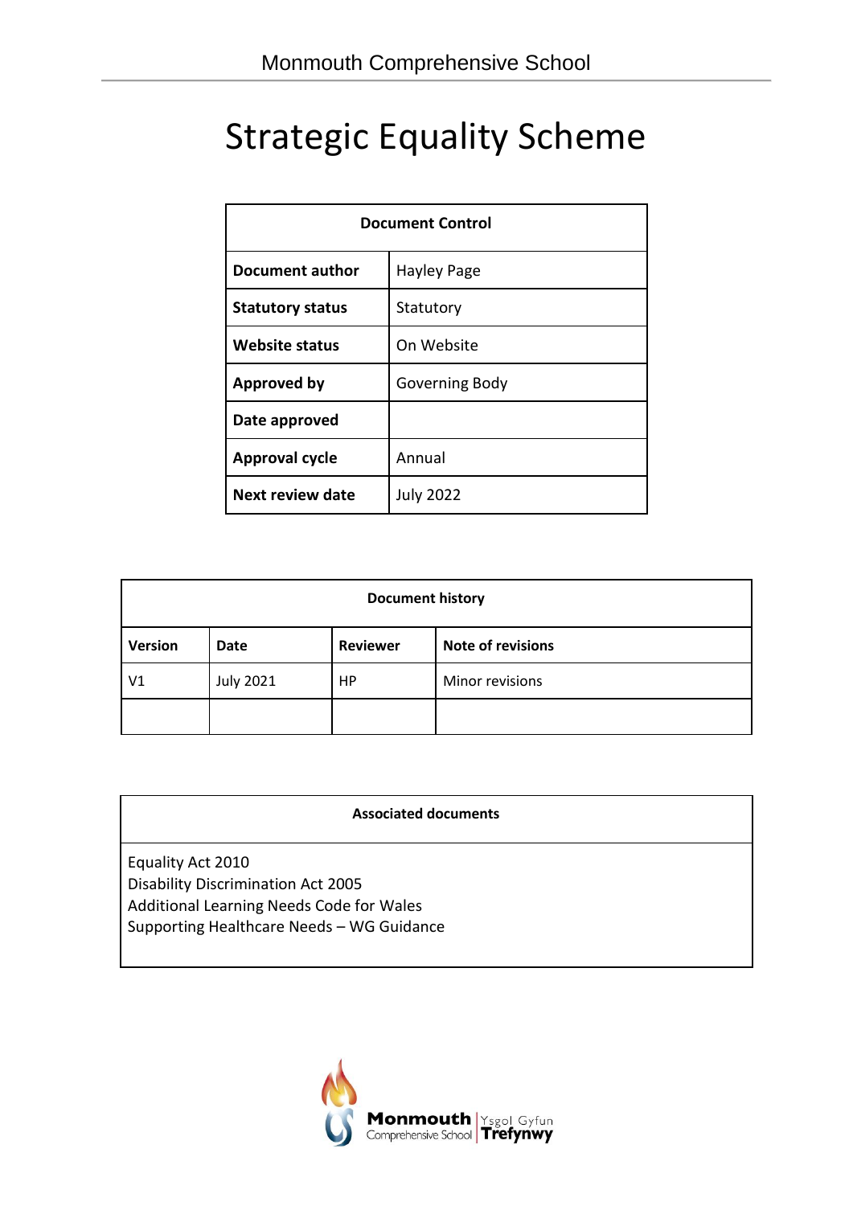# Strategic Equality Scheme

| Document Control | |
|---|---|
| **Document author** | Hayley Page |
| **Statutory status** | Statutory |
| **Website status** | On Website |
| **Approved by** | Governing Body |
| **Date approved** | |
| **Approval cycle** | Annual |
| **Next review date** | July 2022 |

| Document history | | | |
|---|---|---|---|
| **Version** | **Date** | **Reviewer** | **Note of revisions** |
| V1 | July 2021 | HP | Minor revisions |
| | | | |

| Associated documents |
|---|
| Equality Act 2010<br>Disability Discrimination Act 2005<br>Additional Learning Needs Code for Wales<br>Supporting Healthcare Needs – WG Guidance |

Monmouth Comprehensive School | Ysgol Gyfun Trefynwy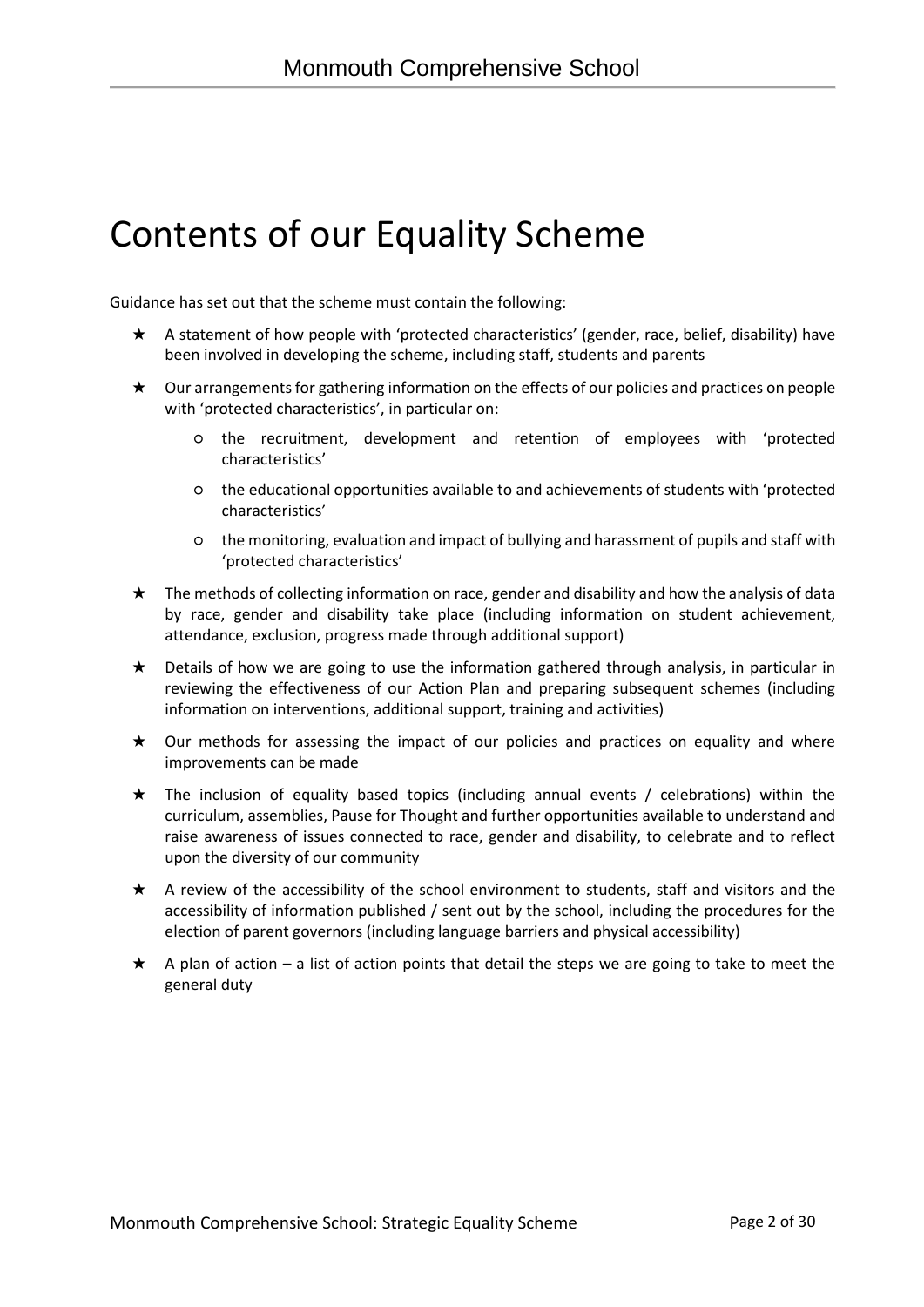# Contents of our Equality Scheme

Guidance has set out that the scheme must contain the following:

- A statement of how people with 'protected characteristics' (gender, race, belief, disability) have been involved in developing the scheme, including staff, students and parents
- Our arrangements for gathering information on the effects of our policies and practices on people with 'protected characteristics', in particular on:
    - the recruitment, development and retention of employees with 'protected characteristics'
    - the educational opportunities available to and achievements of students with 'protected characteristics'
    - the monitoring, evaluation and impact of bullying and harassment of pupils and staff with 'protected characteristics'
- The methods of collecting information on race, gender and disability and how the analysis of data by race, gender and disability take place (including information on student achievement, attendance, exclusion, progress made through additional support)
- Details of how we are going to use the information gathered through analysis, in particular in reviewing the effectiveness of our Action Plan and preparing subsequent schemes (including information on interventions, additional support, training and activities)
- Our methods for assessing the impact of our policies and practices on equality and where improvements can be made
- The inclusion of equality based topics (including annual events / celebrations) within the curriculum, assemblies, Pause for Thought and further opportunities available to understand and raise awareness of issues connected to race, gender and disability, to celebrate and to reflect upon the diversity of our community
- A review of the accessibility of the school environment to students, staff and visitors and the accessibility of information published / sent out by the school, including the procedures for the election of parent governors (including language barriers and physical accessibility)
- A plan of action – a list of action points that detail the steps we are going to take to meet the general duty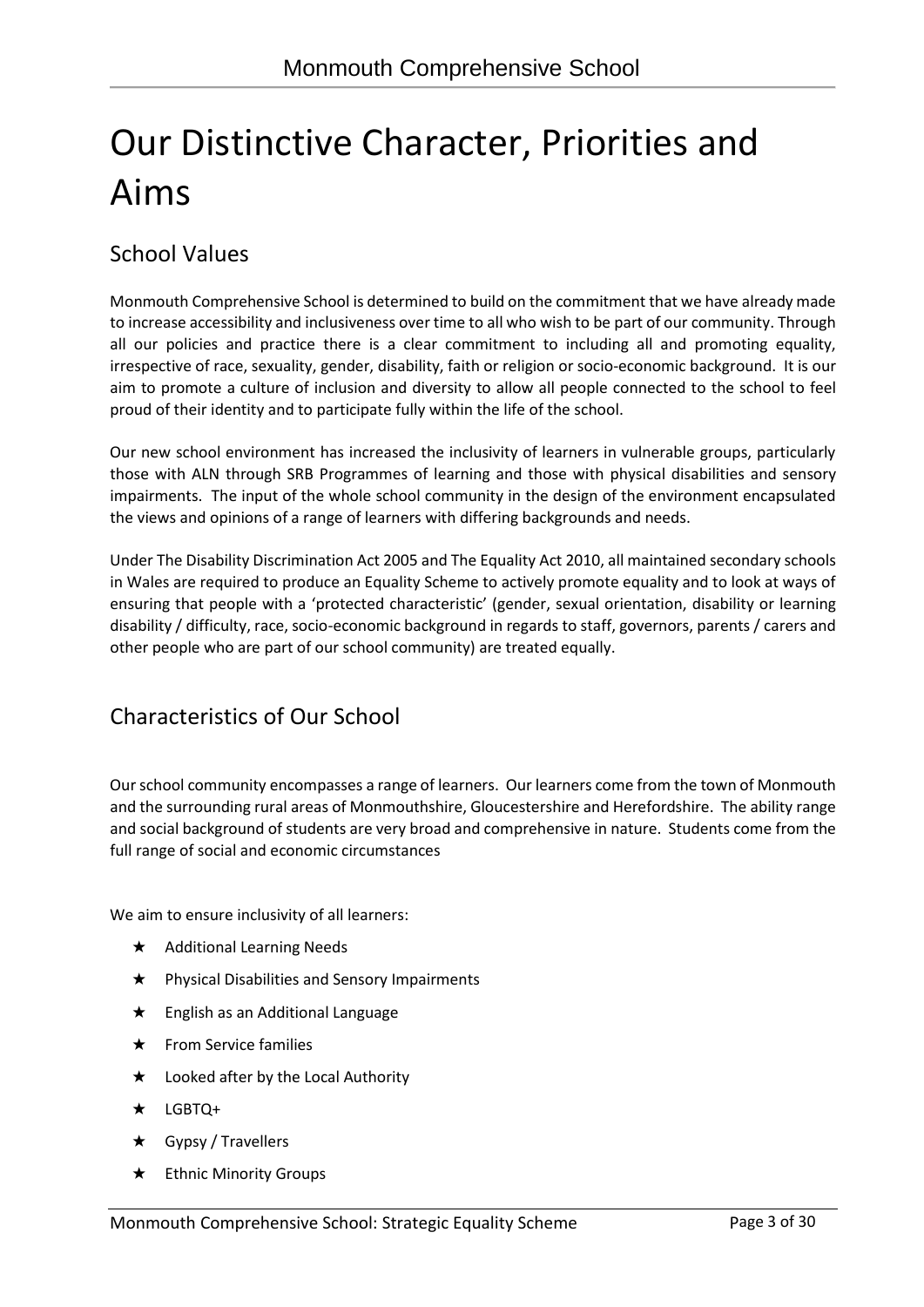# Our Distinctive Character, Priorities and Aims

## School Values

Monmouth Comprehensive School is determined to build on the commitment that we have already made to increase accessibility and inclusiveness over time to all who wish to be part of our community. Through all our policies and practice there is a clear commitment to including all and promoting equality, irrespective of race, sexuality, gender, disability, faith or religion or socio-economic background. It is our aim to promote a culture of inclusion and diversity to allow all people connected to the school to feel proud of their identity and to participate fully within the life of the school.

Our new school environment has increased the inclusivity of learners in vulnerable groups, particularly those with ALN through SRB Programmes of learning and those with physical disabilities and sensory impairments. The input of the whole school community in the design of the environment encapsulated the views and opinions of a range of learners with differing backgrounds and needs.

Under The Disability Discrimination Act 2005 and The Equality Act 2010, all maintained secondary schools in Wales are required to produce an Equality Scheme to actively promote equality and to look at ways of ensuring that people with a 'protected characteristic' (gender, sexual orientation, disability or learning disability / difficulty, race, socio-economic background in regards to staff, governors, parents / carers and other people who are part of our school community) are treated equally.

## Characteristics of Our School

Our school community encompasses a range of learners. Our learners come from the town of Monmouth and the surrounding rural areas of Monmouthshire, Gloucestershire and Herefordshire. The ability range and social background of students are very broad and comprehensive in nature. Students come from the full range of social and economic circumstances

We aim to ensure inclusivity of all learners:

- Additional Learning Needs
- Physical Disabilities and Sensory Impairments
- English as an Additional Language
- From Service families
- Looked after by the Local Authority
- LGBTQ+
- Gypsy / Travellers
- Ethnic Minority Groups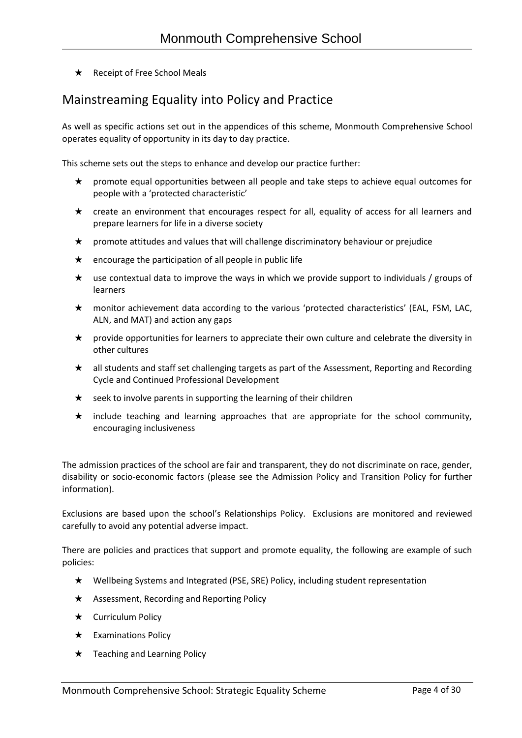- Receipt of Free School Meals

## Mainstreaming Equality into Policy and Practice

As well as specific actions set out in the appendices of this scheme, Monmouth Comprehensive School operates equality of opportunity in its day to day practice.

This scheme sets out the steps to enhance and develop our practice further:

- promote equal opportunities between all people and take steps to achieve equal outcomes for people with a 'protected characteristic'
- create an environment that encourages respect for all, equality of access for all learners and prepare learners for life in a diverse society
- promote attitudes and values that will challenge discriminatory behaviour or prejudice
- encourage the participation of all people in public life
- use contextual data to improve the ways in which we provide support to individuals / groups of learners
- monitor achievement data according to the various 'protected characteristics' (EAL, FSM, LAC, ALN, and MAT) and action any gaps
- provide opportunities for learners to appreciate their own culture and celebrate the diversity in other cultures
- all students and staff set challenging targets as part of the Assessment, Reporting and Recording Cycle and Continued Professional Development
- seek to involve parents in supporting the learning of their children
- include teaching and learning approaches that are appropriate for the school community, encouraging inclusiveness

The admission practices of the school are fair and transparent, they do not discriminate on race, gender, disability or socio-economic factors (please see the Admission Policy and Transition Policy for further information).

Exclusions are based upon the school's Relationships Policy. Exclusions are monitored and reviewed carefully to avoid any potential adverse impact.

There are policies and practices that support and promote equality, the following are example of such policies:

- Wellbeing Systems and Integrated (PSE, SRE) Policy, including student representation
- Assessment, Recording and Reporting Policy
- Curriculum Policy
- Examinations Policy
- Teaching and Learning Policy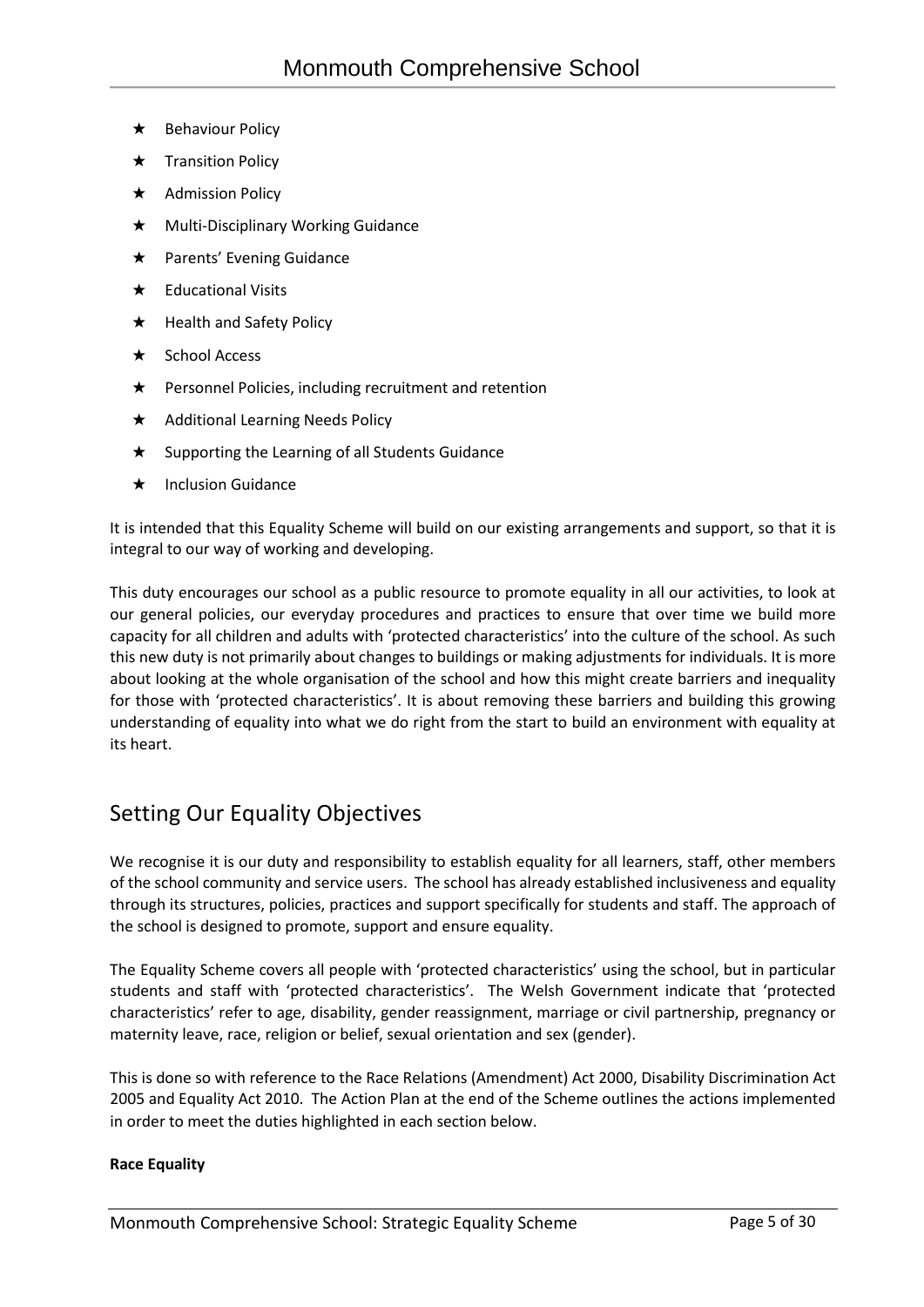- Behaviour Policy
- Transition Policy
- Admission Policy
- Multi-Disciplinary Working Guidance
- Parents' Evening Guidance
- Educational Visits
- Health and Safety Policy
- School Access
- Personnel Policies, including recruitment and retention
- Additional Learning Needs Policy
- Supporting the Learning of all Students Guidance
- Inclusion Guidance

It is intended that this Equality Scheme will build on our existing arrangements and support, so that it is integral to our way of working and developing.

This duty encourages our school as a public resource to promote equality in all our activities, to look at our general policies, our everyday procedures and practices to ensure that over time we build more capacity for all children and adults with 'protected characteristics' into the culture of the school. As such this new duty is not primarily about changes to buildings or making adjustments for individuals. It is more about looking at the whole organisation of the school and how this might create barriers and inequality for those with 'protected characteristics'. It is about removing these barriers and building this growing understanding of equality into what we do right from the start to build an environment with equality at its heart.

## Setting Our Equality Objectives

We recognise it is our duty and responsibility to establish equality for all learners, staff, other members of the school community and service users. The school has already established inclusiveness and equality through its structures, policies, practices and support specifically for students and staff. The approach of the school is designed to promote, support and ensure equality.

The Equality Scheme covers all people with 'protected characteristics' using the school, but in particular students and staff with 'protected characteristics'. The Welsh Government indicate that 'protected characteristics' refer to age, disability, gender reassignment, marriage or civil partnership, pregnancy or maternity leave, race, religion or belief, sexual orientation and sex (gender).

This is done so with reference to the Race Relations (Amendment) Act 2000, Disability Discrimination Act 2005 and Equality Act 2010. The Action Plan at the end of the Scheme outlines the actions implemented in order to meet the duties highlighted in each section below.

**Race Equality**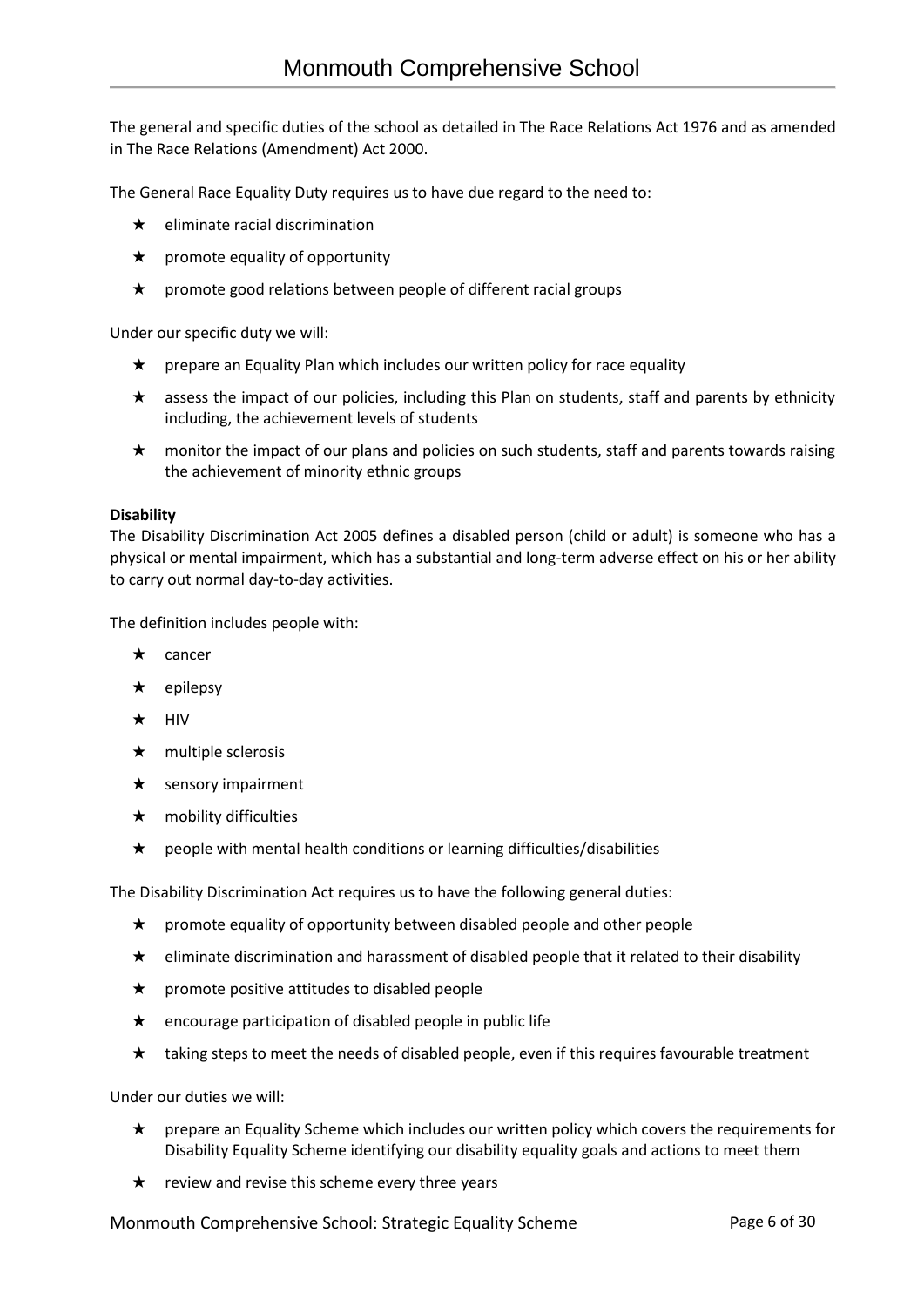The general and specific duties of the school as detailed in The Race Relations Act 1976 and as amended in The Race Relations (Amendment) Act 2000.

The General Race Equality Duty requires us to have due regard to the need to:

- eliminate racial discrimination
- promote equality of opportunity
- promote good relations between people of different racial groups

Under our specific duty we will:

- prepare an Equality Plan which includes our written policy for race equality
- assess the impact of our policies, including this Plan on students, staff and parents by ethnicity including, the achievement levels of students
- monitor the impact of our plans and policies on such students, staff and parents towards raising the achievement of minority ethnic groups

**Disability**

The Disability Discrimination Act 2005 defines a disabled person (child or adult) is someone who has a physical or mental impairment, which has a substantial and long-term adverse effect on his or her ability to carry out normal day-to-day activities.

The definition includes people with:

- cancer
- epilepsy
- HIV
- multiple sclerosis
- sensory impairment
- mobility difficulties
- people with mental health conditions or learning difficulties/disabilities

The Disability Discrimination Act requires us to have the following general duties:

- promote equality of opportunity between disabled people and other people
- eliminate discrimination and harassment of disabled people that it related to their disability
- promote positive attitudes to disabled people
- encourage participation of disabled people in public life
- taking steps to meet the needs of disabled people, even if this requires favourable treatment

Under our duties we will:

- prepare an Equality Scheme which includes our written policy which covers the requirements for Disability Equality Scheme identifying our disability equality goals and actions to meet them
- review and revise this scheme every three years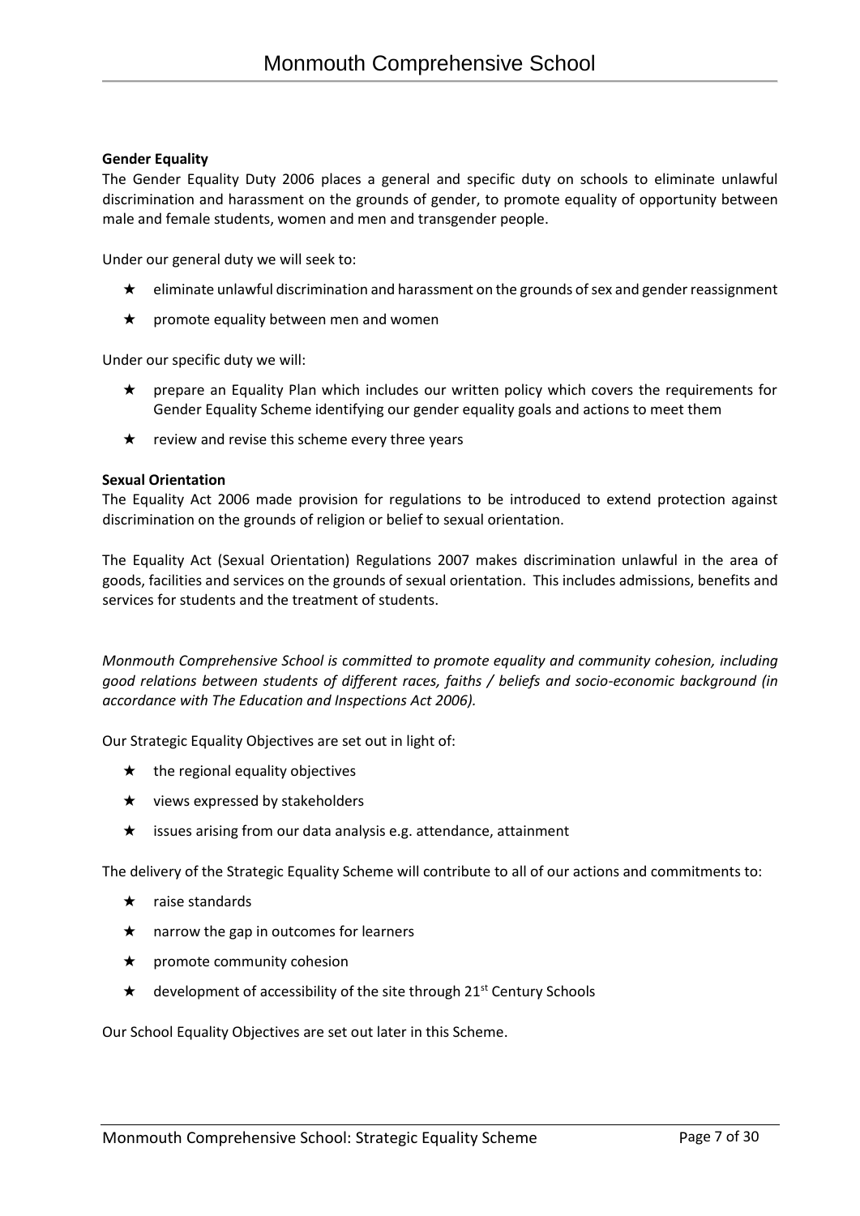**Gender Equality**

The Gender Equality Duty 2006 places a general and specific duty on schools to eliminate unlawful discrimination and harassment on the grounds of gender, to promote equality of opportunity between male and female students, women and men and transgender people.

Under our general duty we will seek to:

- eliminate unlawful discrimination and harassment on the grounds of sex and gender reassignment
- promote equality between men and women

Under our specific duty we will:

- prepare an Equality Plan which includes our written policy which covers the requirements for Gender Equality Scheme identifying our gender equality goals and actions to meet them
- review and revise this scheme every three years

**Sexual Orientation**

The Equality Act 2006 made provision for regulations to be introduced to extend protection against discrimination on the grounds of religion or belief to sexual orientation.

The Equality Act (Sexual Orientation) Regulations 2007 makes discrimination unlawful in the area of goods, facilities and services on the grounds of sexual orientation. This includes admissions, benefits and services for students and the treatment of students.

*Monmouth Comprehensive School is committed to promote equality and community cohesion, including good relations between students of different races, faiths / beliefs and socio-economic background (in accordance with The Education and Inspections Act 2006).*

Our Strategic Equality Objectives are set out in light of:

- the regional equality objectives
- views expressed by stakeholders
- issues arising from our data analysis e.g. attendance, attainment

The delivery of the Strategic Equality Scheme will contribute to all of our actions and commitments to:

- raise standards
- narrow the gap in outcomes for learners
- promote community cohesion
- development of accessibility of the site through 21st Century Schools

Our School Equality Objectives are set out later in this Scheme.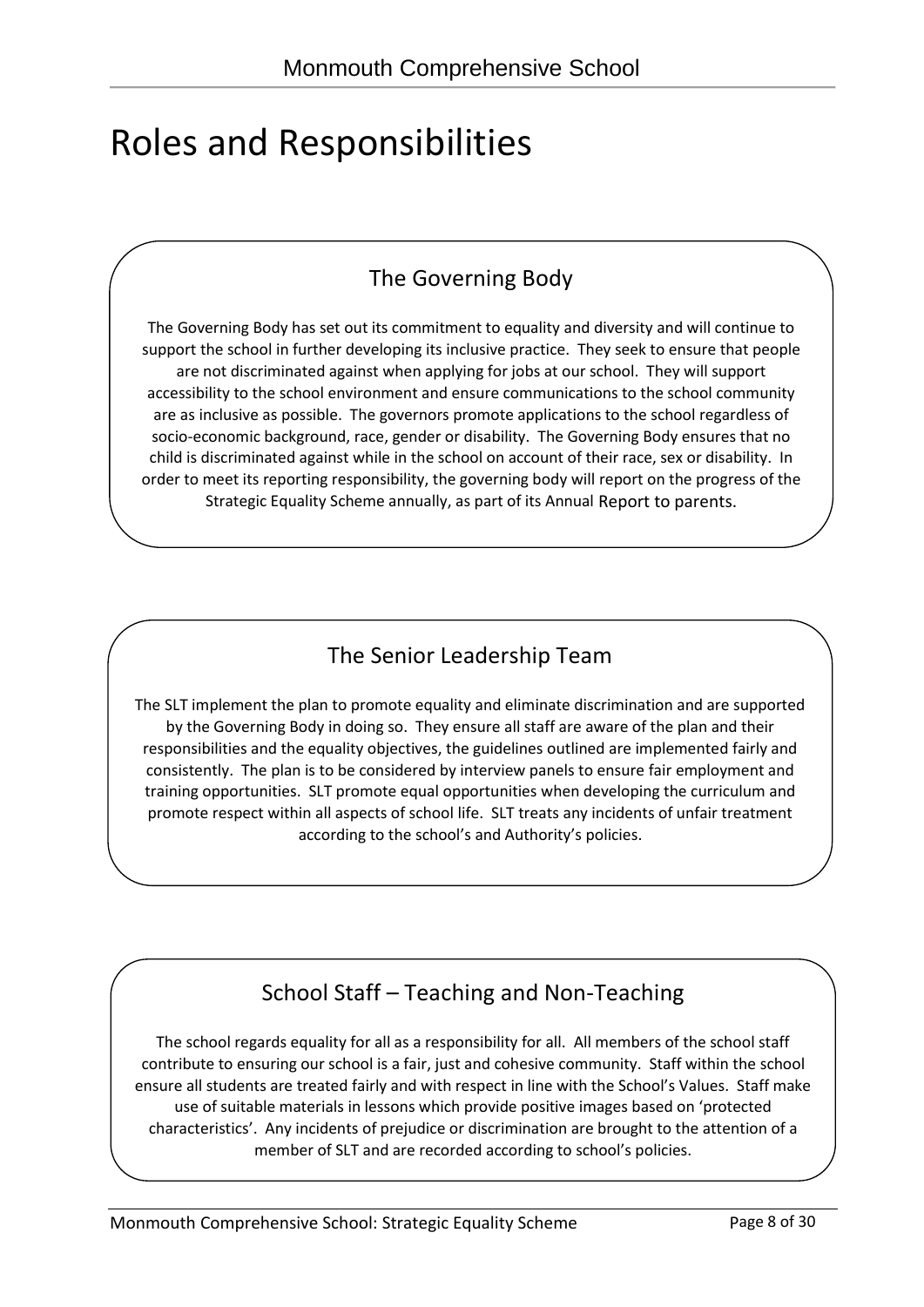# Roles and Responsibilities

## The Governing Body

The Governing Body has set out its commitment to equality and diversity and will continue to support the school in further developing its inclusive practice. They seek to ensure that people are not discriminated against when applying for jobs at our school. They will support accessibility to the school environment and ensure communications to the school community are as inclusive as possible. The governors promote applications to the school regardless of socio-economic background, race, gender or disability. The Governing Body ensures that no child is discriminated against while in the school on account of their race, sex or disability. In order to meet its reporting responsibility, the governing body will report on the progress of the Strategic Equality Scheme annually, as part of its Annual Report to parents.

## The Senior Leadership Team

The SLT implement the plan to promote equality and eliminate discrimination and are supported by the Governing Body in doing so. They ensure all staff are aware of the plan and their responsibilities and the equality objectives, the guidelines outlined are implemented fairly and consistently. The plan is to be considered by interview panels to ensure fair employment and training opportunities. SLT promote equal opportunities when developing the curriculum and promote respect within all aspects of school life. SLT treats any incidents of unfair treatment according to the school's and Authority's policies.

## School Staff – Teaching and Non-Teaching

The school regards equality for all as a responsibility for all. All members of the school staff contribute to ensuring our school is a fair, just and cohesive community. Staff within the school ensure all students are treated fairly and with respect in line with the School's Values. Staff make use of suitable materials in lessons which provide positive images based on 'protected characteristics'. Any incidents of prejudice or discrimination are brought to the attention of a member of SLT and are recorded according to school's policies.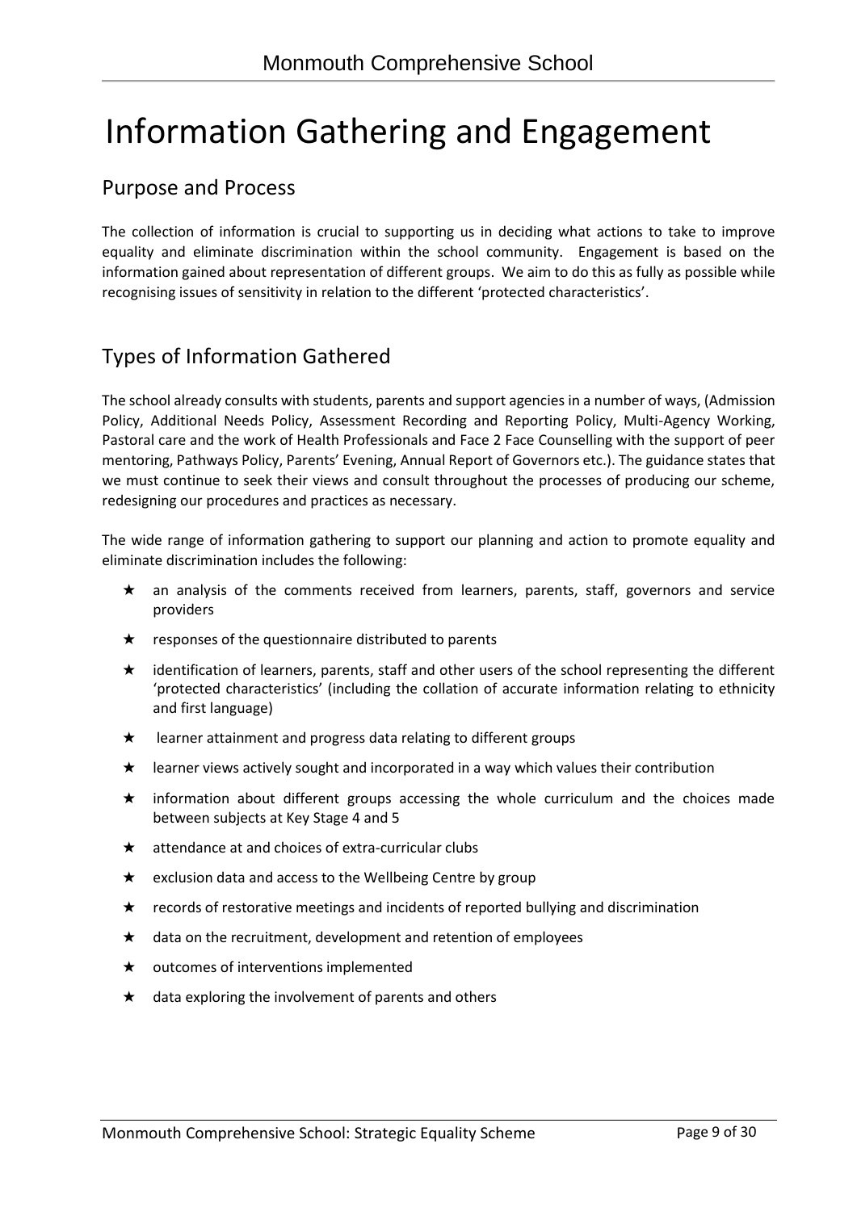# Information Gathering and Engagement

## Purpose and Process

The collection of information is crucial to supporting us in deciding what actions to take to improve equality and eliminate discrimination within the school community. Engagement is based on the information gained about representation of different groups. We aim to do this as fully as possible while recognising issues of sensitivity in relation to the different 'protected characteristics'.

## Types of Information Gathered

The school already consults with students, parents and support agencies in a number of ways, (Admission Policy, Additional Needs Policy, Assessment Recording and Reporting Policy, Multi-Agency Working, Pastoral care and the work of Health Professionals and Face 2 Face Counselling with the support of peer mentoring, Pathways Policy, Parents' Evening, Annual Report of Governors etc.). The guidance states that we must continue to seek their views and consult throughout the processes of producing our scheme, redesigning our procedures and practices as necessary.

The wide range of information gathering to support our planning and action to promote equality and eliminate discrimination includes the following:

- an analysis of the comments received from learners, parents, staff, governors and service providers
- responses of the questionnaire distributed to parents
- identification of learners, parents, staff and other users of the school representing the different 'protected characteristics' (including the collation of accurate information relating to ethnicity and first language)
- learner attainment and progress data relating to different groups
- learner views actively sought and incorporated in a way which values their contribution
- information about different groups accessing the whole curriculum and the choices made between subjects at Key Stage 4 and 5
- attendance at and choices of extra-curricular clubs
- exclusion data and access to the Wellbeing Centre by group
- records of restorative meetings and incidents of reported bullying and discrimination
- data on the recruitment, development and retention of employees
- outcomes of interventions implemented
- data exploring the involvement of parents and others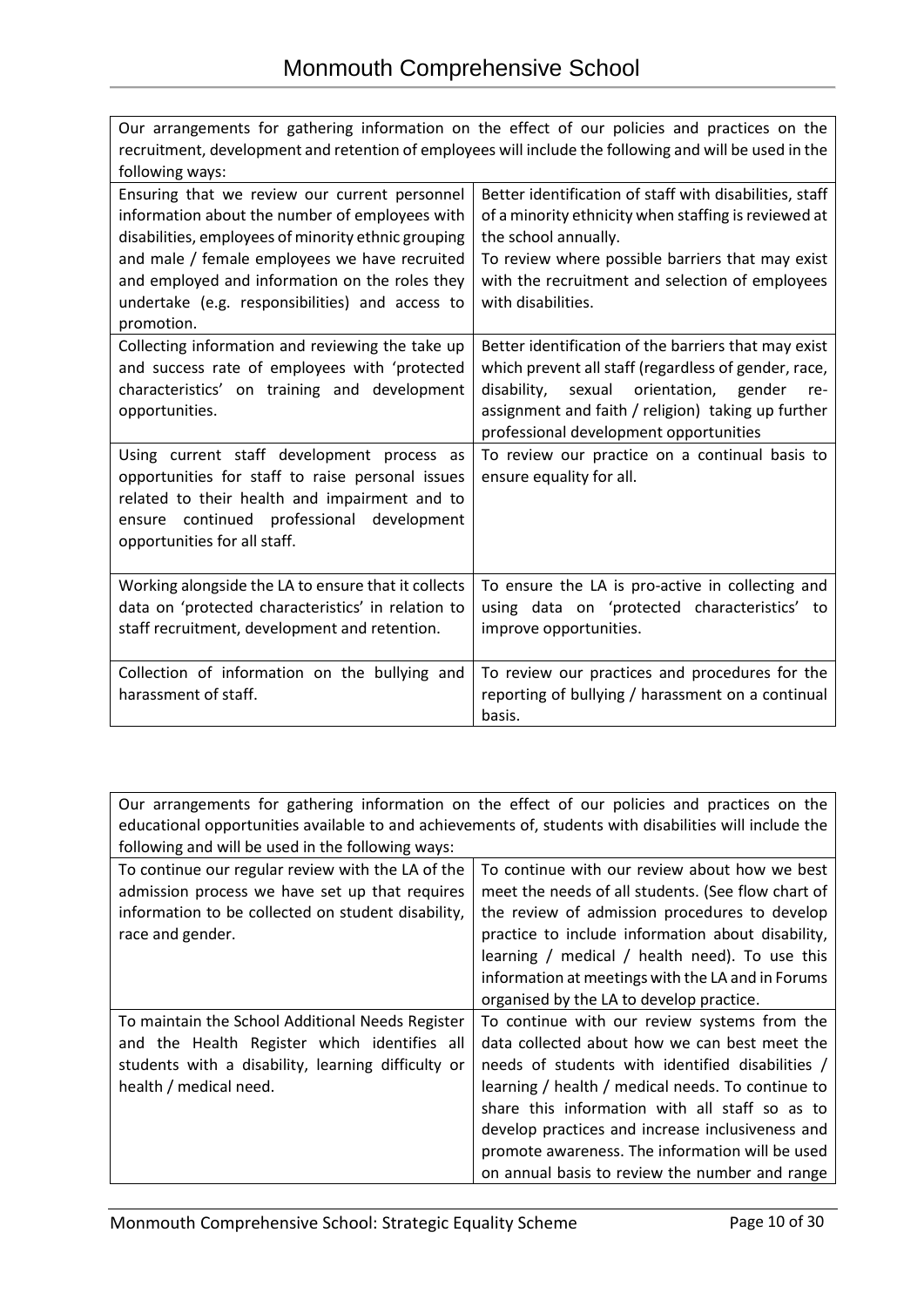| Our arrangements for gathering information on the effect of our policies and practices on the recruitment, development and retention of employees will include the following and will be used in the following ways: | |
|---|---|
| Ensuring that we review our current personnel information about the number of employees with disabilities, employees of minority ethnic grouping and male / female employees we have recruited and employed and information on the roles they undertake (e.g. responsibilities) and access to promotion. | Better identification of staff with disabilities, staff of a minority ethnicity when staffing is reviewed at the school annually.<br>To review where possible barriers that may exist with the recruitment and selection of employees with disabilities. |
| Collecting information and reviewing the take up and success rate of employees with 'protected characteristics' on training and development opportunities. | Better identification of the barriers that may exist which prevent all staff (regardless of gender, race, disability, sexual orientation, gender re-assignment and faith / religion) taking up further professional development opportunities |
| Using current staff development process as opportunities for staff to raise personal issues related to their health and impairment and to ensure continued professional development opportunities for all staff. | To review our practice on a continual basis to ensure equality for all. |
| Working alongside the LA to ensure that it collects data on 'protected characteristics' in relation to staff recruitment, development and retention. | To ensure the LA is pro-active in collecting and using data on 'protected characteristics' to improve opportunities. |
| Collection of information on the bullying and harassment of staff. | To review our practices and procedures for the reporting of bullying / harassment on a continual basis. |

| Our arrangements for gathering information on the effect of our policies and practices on the educational opportunities available to and achievements of, students with disabilities will include the following and will be used in the following ways: | |
|---|---|
| To continue our regular review with the LA of the admission process we have set up that requires information to be collected on student disability, race and gender. | To continue with our review about how we best meet the needs of all students. (See flow chart of the review of admission procedures to develop practice to include information about disability, learning / medical / health need). To use this information at meetings with the LA and in Forums organised by the LA to develop practice. |
| To maintain the School Additional Needs Register and the Health Register which identifies all students with a disability, learning difficulty or health / medical need. | To continue with our review systems from the data collected about how we can best meet the needs of students with identified disabilities / learning / health / medical needs. To continue to share this information with all staff so as to develop practices and increase inclusiveness and promote awareness. The information will be used on annual basis to review the number and range |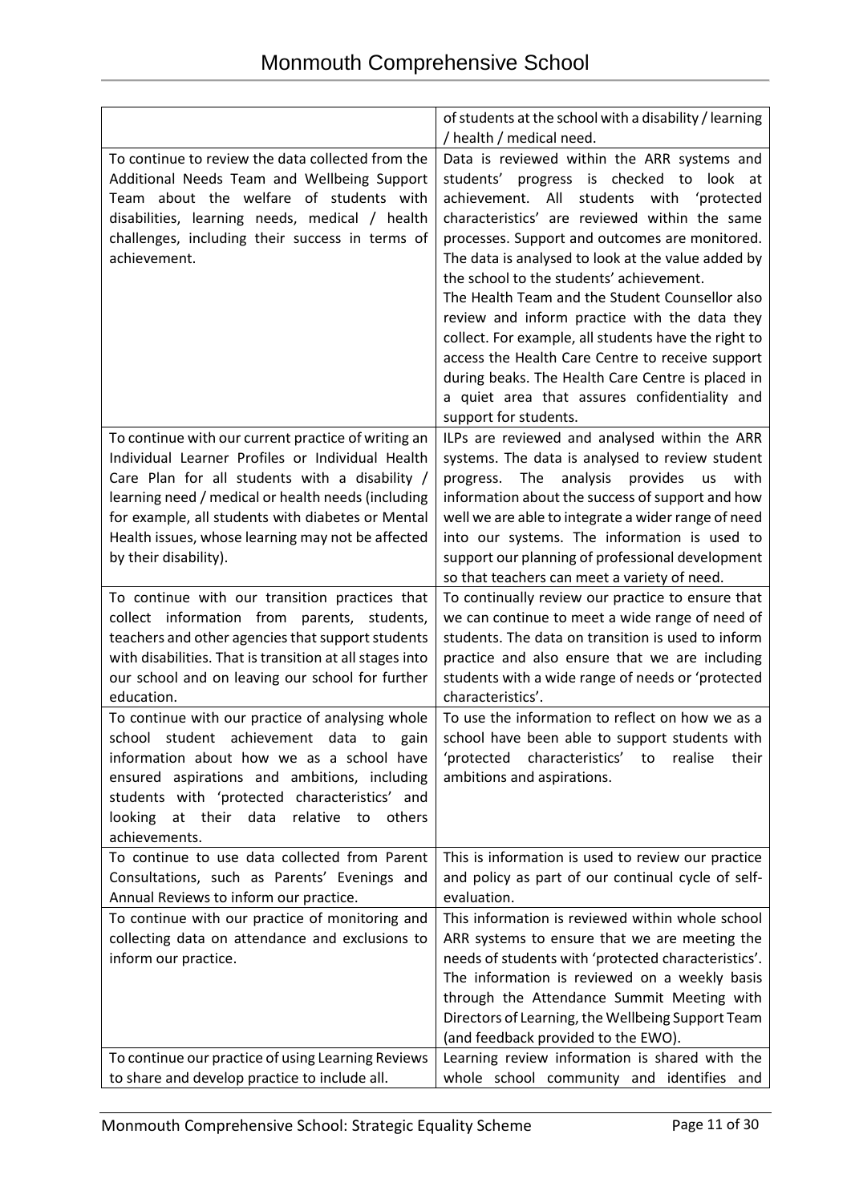| | |
|---|---|
| | of students at the school with a disability / learning / health / medical need. |
| To continue to review the data collected from the Additional Needs Team and Wellbeing Support Team about the welfare of students with disabilities, learning needs, medical / health challenges, including their success in terms of achievement. | Data is reviewed within the ARR systems and students' progress is checked to look at achievement. All students with 'protected characteristics' are reviewed within the same processes. Support and outcomes are monitored. The data is analysed to look at the value added by the school to the students' achievement.<br>The Health Team and the Student Counsellor also review and inform practice with the data they collect. For example, all students have the right to access the Health Care Centre to receive support during beaks. The Health Care Centre is placed in a quiet area that assures confidentiality and support for students. |
| To continue with our current practice of writing an Individual Learner Profiles or Individual Health Care Plan for all students with a disability / learning need / medical or health needs (including for example, all students with diabetes or Mental Health issues, whose learning may not be affected by their disability). | ILPs are reviewed and analysed within the ARR systems. The data is analysed to review student progress. The analysis provides us with information about the success of support and how well we are able to integrate a wider range of need into our systems. The information is used to support our planning of professional development so that teachers can meet a variety of need. |
| To continue with our transition practices that collect information from parents, students, teachers and other agencies that support students with disabilities. That is transition at all stages into our school and on leaving our school for further education. | To continually review our practice to ensure that we can continue to meet a wide range of need of students. The data on transition is used to inform practice and also ensure that we are including students with a wide range of needs or 'protected characteristics'. |
| To continue with our practice of analysing whole school student achievement data to gain information about how we as a school have ensured aspirations and ambitions, including students with 'protected characteristics' and looking at their data relative to others achievements. | To use the information to reflect on how we as a school have been able to support students with 'protected characteristics' to realise their ambitions and aspirations. |
| To continue to use data collected from Parent Consultations, such as Parents' Evenings and Annual Reviews to inform our practice. | This is information is used to review our practice and policy as part of our continual cycle of self-evaluation. |
| To continue with our practice of monitoring and collecting data on attendance and exclusions to inform our practice. | This information is reviewed within whole school ARR systems to ensure that we are meeting the needs of students with 'protected characteristics'. The information is reviewed on a weekly basis through the Attendance Summit Meeting with Directors of Learning, the Wellbeing Support Team (and feedback provided to the EWO). |
| To continue our practice of using Learning Reviews to share and develop practice to include all. | Learning review information is shared with the whole school community and identifies and |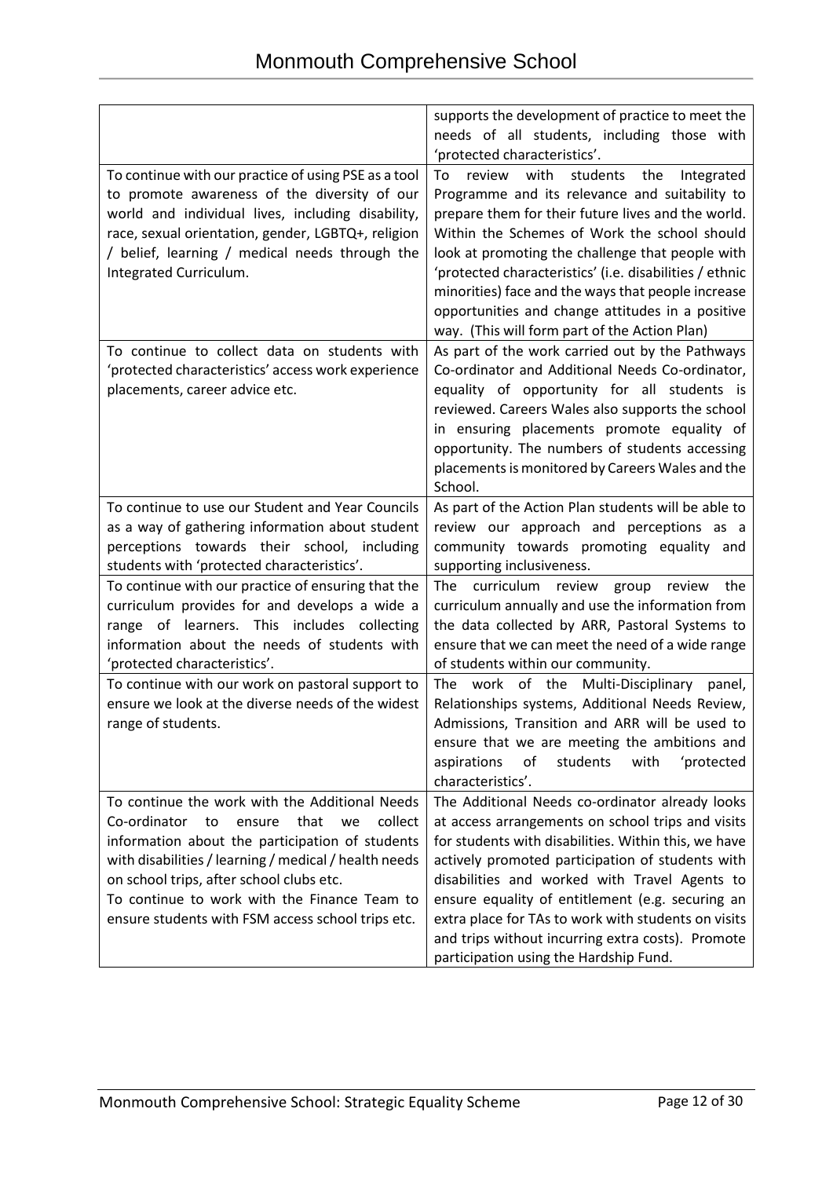| | |
|---|---|
| | supports the development of practice to meet the needs of all students, including those with 'protected characteristics'. |
| To continue with our practice of using PSE as a tool to promote awareness of the diversity of our world and individual lives, including disability, race, sexual orientation, gender, LGBTQ+, religion / belief, learning / medical needs through the Integrated Curriculum. | To review with students the Integrated Programme and its relevance and suitability to prepare them for their future lives and the world. Within the Schemes of Work the school should look at promoting the challenge that people with 'protected characteristics' (i.e. disabilities / ethnic minorities) face and the ways that people increase opportunities and change attitudes in a positive way. (This will form part of the Action Plan) |
| To continue to collect data on students with 'protected characteristics' access work experience placements, career advice etc. | As part of the work carried out by the Pathways Co-ordinator and Additional Needs Co-ordinator, equality of opportunity for all students is reviewed. Careers Wales also supports the school in ensuring placements promote equality of opportunity. The numbers of students accessing placements is monitored by Careers Wales and the School. |
| To continue to use our Student and Year Councils as a way of gathering information about student perceptions towards their school, including students with 'protected characteristics'. | As part of the Action Plan students will be able to review our approach and perceptions as a community towards promoting equality and supporting inclusiveness. |
| To continue with our practice of ensuring that the curriculum provides for and develops a wide a range of learners. This includes collecting information about the needs of students with 'protected characteristics'. | The curriculum review group review the curriculum annually and use the information from the data collected by ARR, Pastoral Systems to ensure that we can meet the need of a wide range of students within our community. |
| To continue with our work on pastoral support to ensure we look at the diverse needs of the widest range of students. | The work of the Multi-Disciplinary panel, Relationships systems, Additional Needs Review, Admissions, Transition and ARR will be used to ensure that we are meeting the ambitions and aspirations of students with 'protected characteristics'. |
| To continue the work with the Additional Needs Co-ordinator to ensure that we collect information about the participation of students with disabilities / learning / medical / health needs on school trips, after school clubs etc.<br>To continue to work with the Finance Team to ensure students with FSM access school trips etc. | The Additional Needs co-ordinator already looks at access arrangements on school trips and visits for students with disabilities. Within this, we have actively promoted participation of students with disabilities and worked with Travel Agents to ensure equality of entitlement (e.g. securing an extra place for TAs to work with students on visits and trips without incurring extra costs). Promote participation using the Hardship Fund. |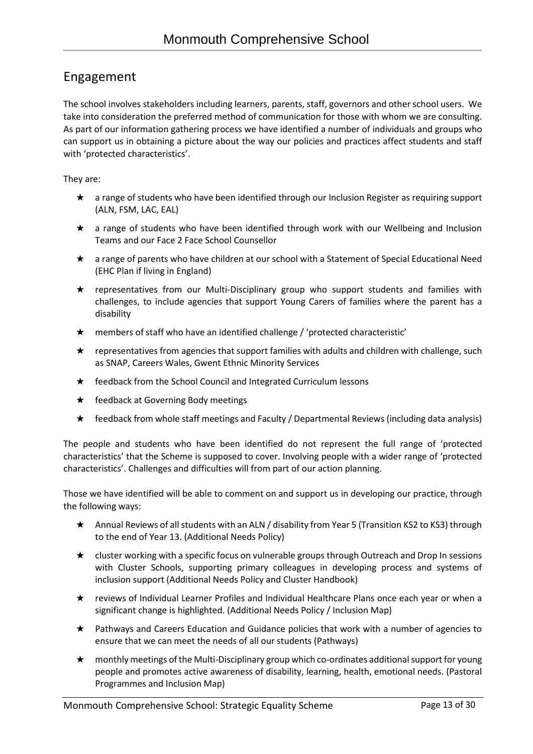## Engagement

The school involves stakeholders including learners, parents, staff, governors and other school users. We take into consideration the preferred method of communication for those with whom we are consulting. As part of our information gathering process we have identified a number of individuals and groups who can support us in obtaining a picture about the way our policies and practices affect students and staff with 'protected characteristics'.

They are:

- a range of students who have been identified through our Inclusion Register as requiring support (ALN, FSM, LAC, EAL)
- a range of students who have been identified through work with our Wellbeing and Inclusion Teams and our Face 2 Face School Counsellor
- a range of parents who have children at our school with a Statement of Special Educational Need (EHC Plan if living in England)
- representatives from our Multi-Disciplinary group who support students and families with challenges, to include agencies that support Young Carers of families where the parent has a disability
- members of staff who have an identified challenge / 'protected characteristic'
- representatives from agencies that support families with adults and children with challenge, such as SNAP, Careers Wales, Gwent Ethnic Minority Services
- feedback from the School Council and Integrated Curriculum lessons
- feedback at Governing Body meetings
- feedback from whole staff meetings and Faculty / Departmental Reviews (including data analysis)

The people and students who have been identified do not represent the full range of 'protected characteristics' that the Scheme is supposed to cover. Involving people with a wider range of 'protected characteristics'. Challenges and difficulties will from part of our action planning.

Those we have identified will be able to comment on and support us in developing our practice, through the following ways:

- Annual Reviews of all students with an ALN / disability from Year 5 (Transition KS2 to KS3) through to the end of Year 13. (Additional Needs Policy)
- cluster working with a specific focus on vulnerable groups through Outreach and Drop In sessions with Cluster Schools, supporting primary colleagues in developing process and systems of inclusion support (Additional Needs Policy and Cluster Handbook)
- reviews of Individual Learner Profiles and Individual Healthcare Plans once each year or when a significant change is highlighted. (Additional Needs Policy / Inclusion Map)
- Pathways and Careers Education and Guidance policies that work with a number of agencies to ensure that we can meet the needs of all our students (Pathways)
- monthly meetings of the Multi-Disciplinary group which co-ordinates additional support for young people and promotes active awareness of disability, learning, health, emotional needs. (Pastoral Programmes and Inclusion Map)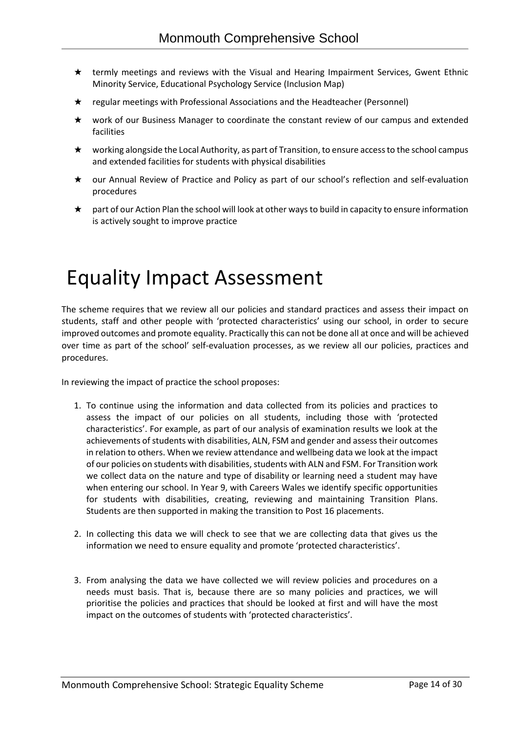- termly meetings and reviews with the Visual and Hearing Impairment Services, Gwent Ethnic Minority Service, Educational Psychology Service (Inclusion Map)
- regular meetings with Professional Associations and the Headteacher (Personnel)
- work of our Business Manager to coordinate the constant review of our campus and extended facilities
- working alongside the Local Authority, as part of Transition, to ensure access to the school campus and extended facilities for students with physical disabilities
- our Annual Review of Practice and Policy as part of our school's reflection and self-evaluation procedures
- part of our Action Plan the school will look at other ways to build in capacity to ensure information is actively sought to improve practice

# Equality Impact Assessment

The scheme requires that we review all our policies and standard practices and assess their impact on students, staff and other people with 'protected characteristics' using our school, in order to secure improved outcomes and promote equality. Practically this can not be done all at once and will be achieved over time as part of the school' self-evaluation processes, as we review all our policies, practices and procedures.

In reviewing the impact of practice the school proposes:

1. To continue using the information and data collected from its policies and practices to assess the impact of our policies on all students, including those with 'protected characteristics'. For example, as part of our analysis of examination results we look at the achievements of students with disabilities, ALN, FSM and gender and assess their outcomes in relation to others. When we review attendance and wellbeing data we look at the impact of our policies on students with disabilities, students with ALN and FSM. For Transition work we collect data on the nature and type of disability or learning need a student may have when entering our school. In Year 9, with Careers Wales we identify specific opportunities for students with disabilities, creating, reviewing and maintaining Transition Plans. Students are then supported in making the transition to Post 16 placements.

2. In collecting this data we will check to see that we are collecting data that gives us the information we need to ensure equality and promote 'protected characteristics'.

3. From analysing the data we have collected we will review policies and procedures on a needs must basis. That is, because there are so many policies and practices, we will prioritise the policies and practices that should be looked at first and will have the most impact on the outcomes of students with 'protected characteristics'.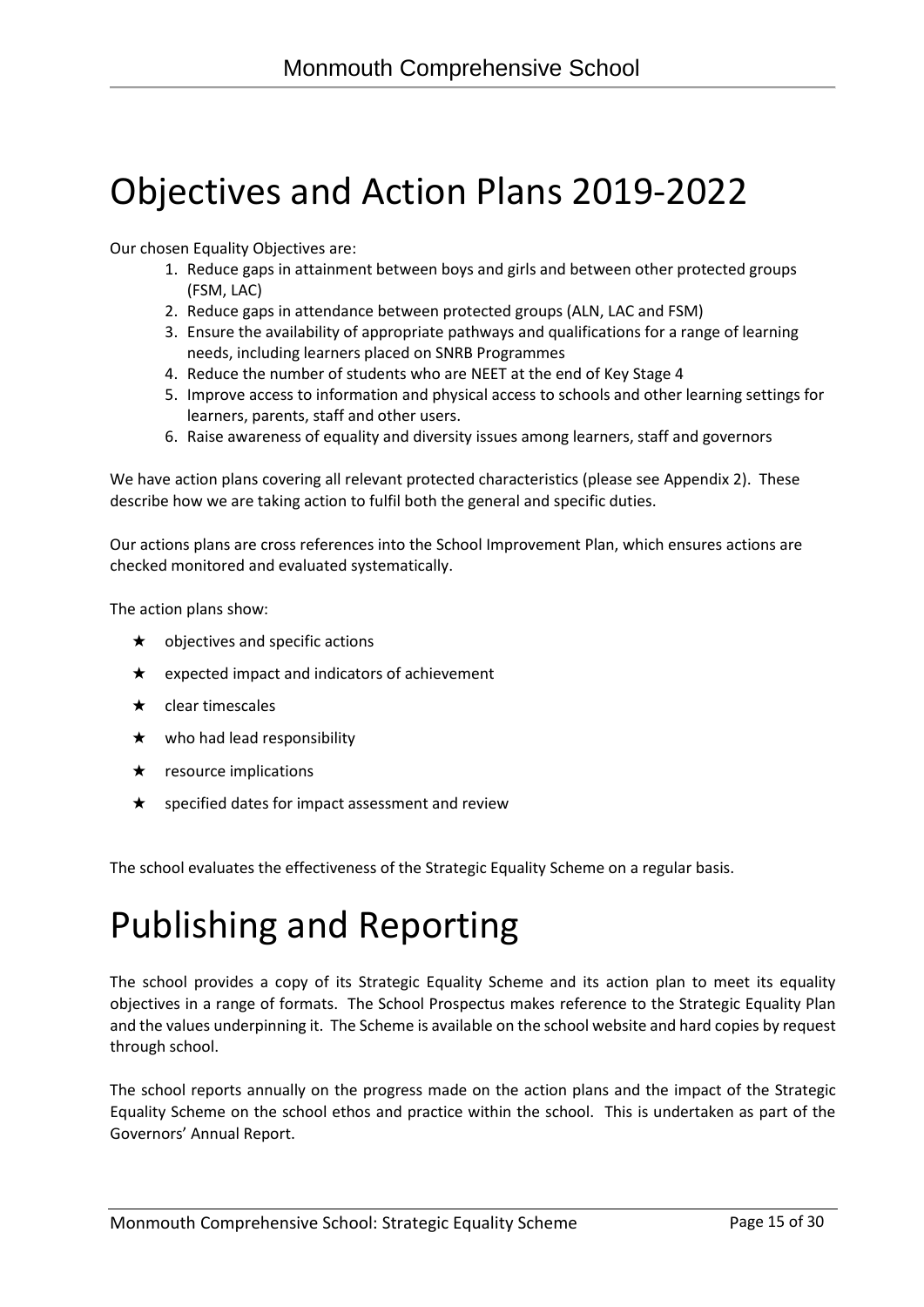# Objectives and Action Plans 2019-2022

Our chosen Equality Objectives are:

1. Reduce gaps in attainment between boys and girls and between other protected groups (FSM, LAC)
2. Reduce gaps in attendance between protected groups (ALN, LAC and FSM)
3. Ensure the availability of appropriate pathways and qualifications for a range of learning needs, including learners placed on SNRB Programmes
4. Reduce the number of students who are NEET at the end of Key Stage 4
5. Improve access to information and physical access to schools and other learning settings for learners, parents, staff and other users.
6. Raise awareness of equality and diversity issues among learners, staff and governors

We have action plans covering all relevant protected characteristics (please see Appendix 2). These describe how we are taking action to fulfil both the general and specific duties.

Our actions plans are cross references into the School Improvement Plan, which ensures actions are checked monitored and evaluated systematically.

The action plans show:

- ★ objectives and specific actions
- ★ expected impact and indicators of achievement
- ★ clear timescales
- ★ who had lead responsibility
- ★ resource implications
- ★ specified dates for impact assessment and review

The school evaluates the effectiveness of the Strategic Equality Scheme on a regular basis.

# Publishing and Reporting

The school provides a copy of its Strategic Equality Scheme and its action plan to meet its equality objectives in a range of formats. The School Prospectus makes reference to the Strategic Equality Plan and the values underpinning it. The Scheme is available on the school website and hard copies by request through school.

The school reports annually on the progress made on the action plans and the impact of the Strategic Equality Scheme on the school ethos and practice within the school. This is undertaken as part of the Governors' Annual Report.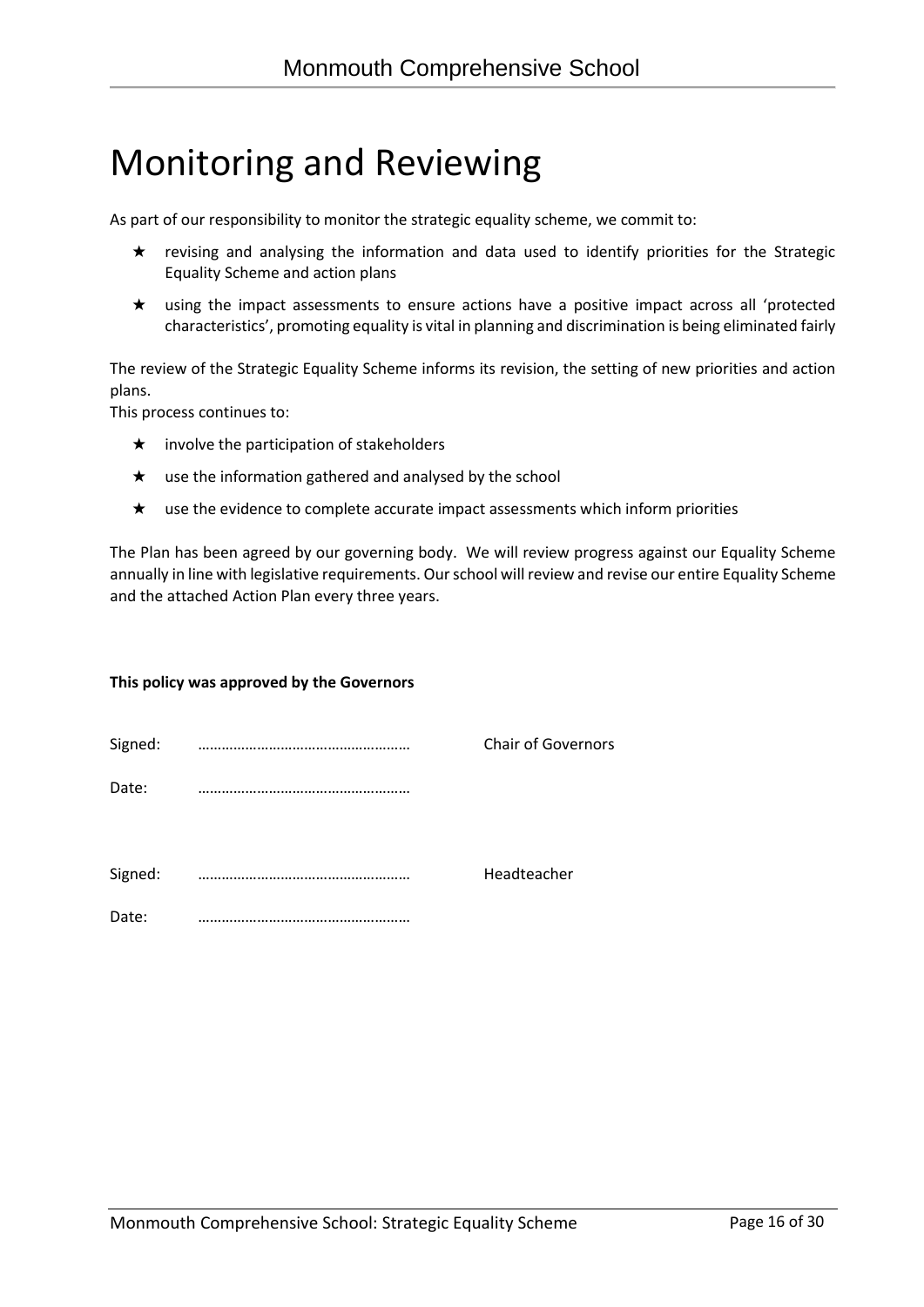# Monitoring and Reviewing

As part of our responsibility to monitor the strategic equality scheme, we commit to:

★ revising and analysing the information and data used to identify priorities for the Strategic Equality Scheme and action plans

★ using the impact assessments to ensure actions have a positive impact across all 'protected characteristics', promoting equality is vital in planning and discrimination is being eliminated fairly

The review of the Strategic Equality Scheme informs its revision, the setting of new priorities and action plans.
This process continues to:

★ involve the participation of stakeholders

★ use the information gathered and analysed by the school

★ use the evidence to complete accurate impact assessments which inform priorities

The Plan has been agreed by our governing body. We will review progress against our Equality Scheme annually in line with legislative requirements. Our school will review and revise our entire Equality Scheme and the attached Action Plan every three years.

**This policy was approved by the Governors**

Signed: ……………………………………………… Chair of Governors

Date: ………………………………………………

Signed: ……………………………………………… Headteacher

Date: ………………………………………………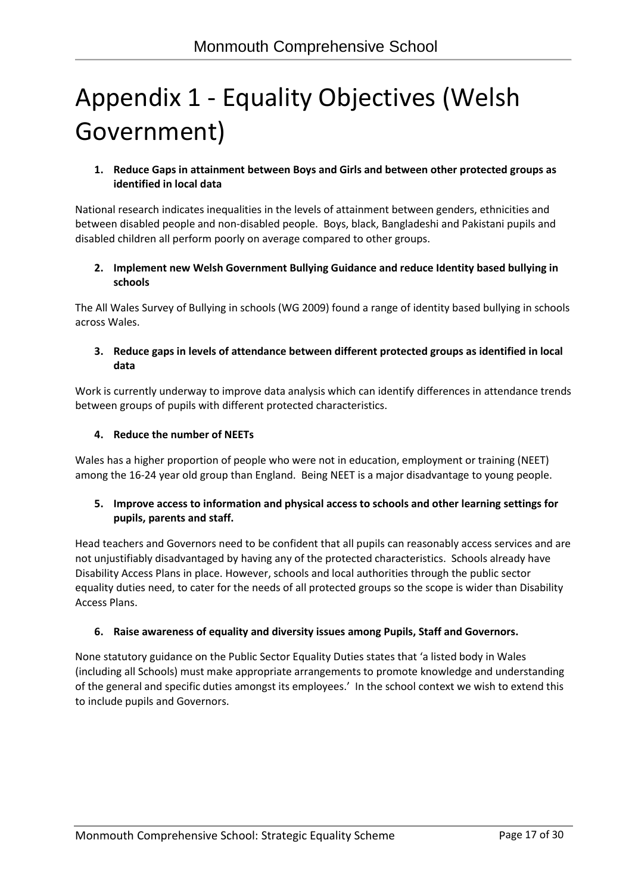# Appendix 1 - Equality Objectives (Welsh Government)

1. **Reduce Gaps in attainment between Boys and Girls and between other protected groups as identified in local data**

National research indicates inequalities in the levels of attainment between genders, ethnicities and between disabled people and non-disabled people. Boys, black, Bangladeshi and Pakistani pupils and disabled children all perform poorly on average compared to other groups.

2. **Implement new Welsh Government Bullying Guidance and reduce Identity based bullying in schools**

The All Wales Survey of Bullying in schools (WG 2009) found a range of identity based bullying in schools across Wales.

3. **Reduce gaps in levels of attendance between different protected groups as identified in local data**

Work is currently underway to improve data analysis which can identify differences in attendance trends between groups of pupils with different protected characteristics.

4. **Reduce the number of NEETs**

Wales has a higher proportion of people who were not in education, employment or training (NEET) among the 16-24 year old group than England. Being NEET is a major disadvantage to young people.

5. **Improve access to information and physical access to schools and other learning settings for pupils, parents and staff.**

Head teachers and Governors need to be confident that all pupils can reasonably access services and are not unjustifiably disadvantaged by having any of the protected characteristics. Schools already have Disability Access Plans in place. However, schools and local authorities through the public sector equality duties need, to cater for the needs of all protected groups so the scope is wider than Disability Access Plans.

6. **Raise awareness of equality and diversity issues among Pupils, Staff and Governors.**

None statutory guidance on the Public Sector Equality Duties states that 'a listed body in Wales (including all Schools) must make appropriate arrangements to promote knowledge and understanding of the general and specific duties amongst its employees.' In the school context we wish to extend this to include pupils and Governors.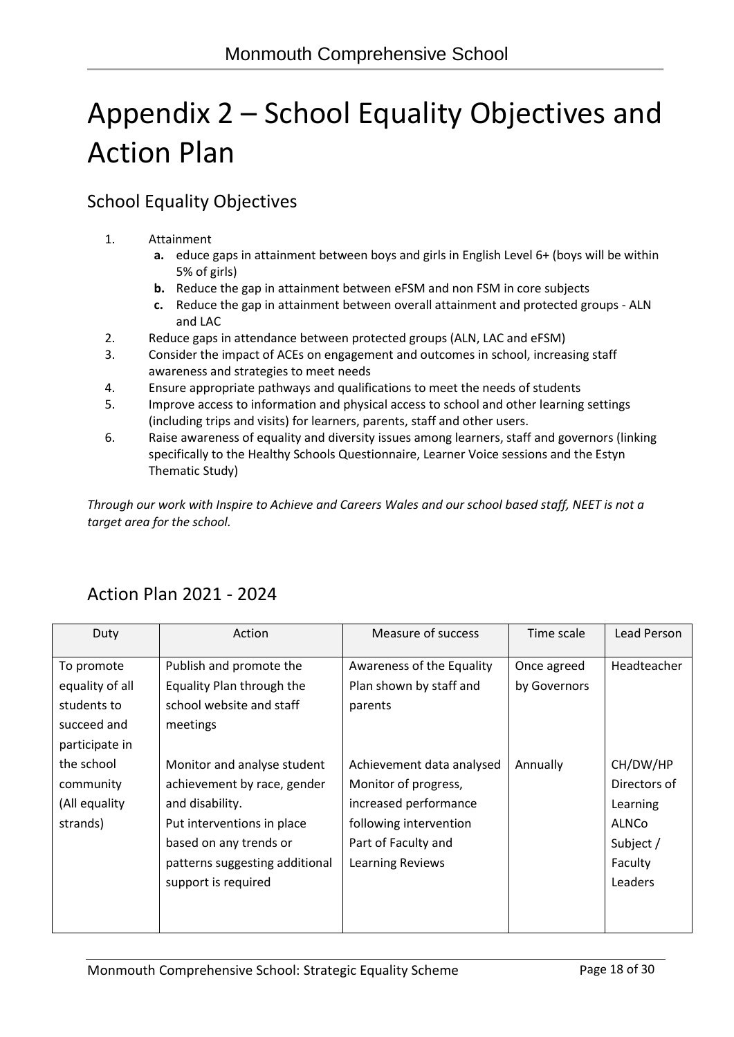# Appendix 2 – School Equality Objectives and Action Plan

## School Equality Objectives

1. Attainment
   - **a.** educe gaps in attainment between boys and girls in English Level 6+ (boys will be within 5% of girls)
   - **b.** Reduce the gap in attainment between eFSM and non FSM in core subjects
   - **c.** Reduce the gap in attainment between overall attainment and protected groups - ALN and LAC
2. Reduce gaps in attendance between protected groups (ALN, LAC and eFSM)
3. Consider the impact of ACEs on engagement and outcomes in school, increasing staff awareness and strategies to meet needs
4. Ensure appropriate pathways and qualifications to meet the needs of students
5. Improve access to information and physical access to school and other learning settings (including trips and visits) for learners, parents, staff and other users.
6. Raise awareness of equality and diversity issues among learners, staff and governors (linking specifically to the Healthy Schools Questionnaire, Learner Voice sessions and the Estyn Thematic Study)

*Through our work with Inspire to Achieve and Careers Wales and our school based staff, NEET is not a target area for the school.*

## Action Plan 2021 - 2024

| Duty | Action | Measure of success | Time scale | Lead Person |
|---|---|---|---|---|
| To promote equality of all students to succeed and participate in the school community (All equality strands) | Publish and promote the Equality Plan through the school website and staff meetings | Awareness of the Equality Plan shown by staff and parents | Once agreed by Governors | Headteacher |
| | Monitor and analyse student achievement by race, gender and disability.<br>Put interventions in place based on any trends or patterns suggesting additional support is required | Achievement data analysed<br>Monitor of progress, increased performance following intervention<br>Part of Faculty and Learning Reviews | Annually | CH/DW/HP<br>Directors of Learning<br>ALNCo<br>Subject / Faculty Leaders |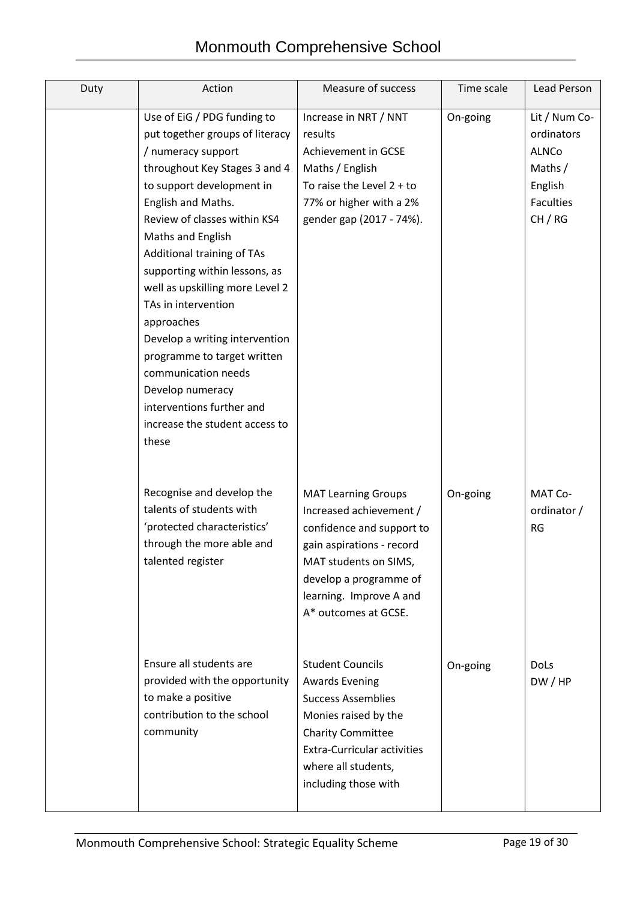| Duty | Action | Measure of success | Time scale | Lead Person |
|---|---|---|---|---|
| | Use of EiG / PDG funding to put together groups of literacy / numeracy support throughout Key Stages 3 and 4 to support development in English and Maths.<br>Review of classes within KS4 Maths and English<br>Additional training of TAs supporting within lessons, as well as upskilling more Level 2 TAs in intervention approaches<br>Develop a writing intervention programme to target written communication needs<br>Develop numeracy interventions further and increase the student access to these | Increase in NRT / NNT results<br>Achievement in GCSE Maths / English<br>To raise the Level 2 + to 77% or higher with a 2% gender gap (2017 - 74%). | On-going | Lit / Num Co-ordinators<br>ALNCo<br>Maths / English Faculties<br>CH / RG |
| | Recognise and develop the talents of students with 'protected characteristics' through the more able and talented register | MAT Learning Groups<br>Increased achievement / confidence and support to gain aspirations - record MAT students on SIMS, develop a programme of learning. Improve A and A* outcomes at GCSE. | On-going | MAT Co-ordinator / RG |
| | Ensure all students are provided with the opportunity to make a positive contribution to the school community | Student Councils<br>Awards Evening<br>Success Assemblies<br>Monies raised by the Charity Committee<br>Extra-Curricular activities where all students, including those with | On-going | DoLs<br>DW / HP |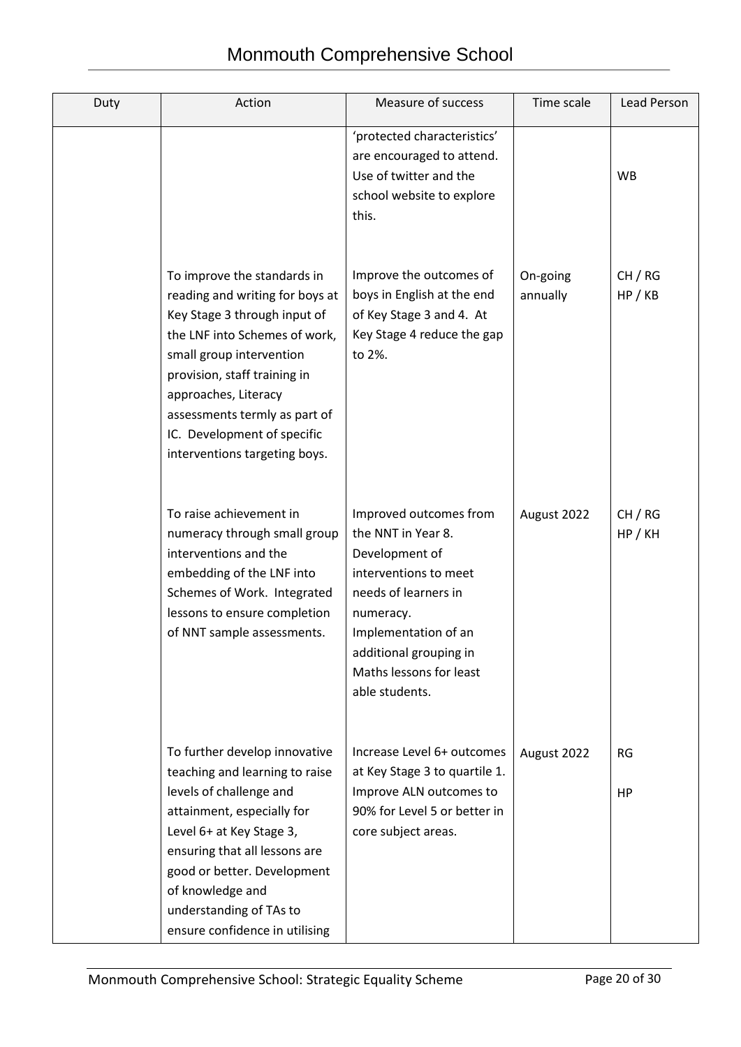| Duty | Action | Measure of success | Time scale | Lead Person |
|---|---|---|---|---|
| | | 'protected characteristics' are encouraged to attend. Use of twitter and the school website to explore this. | | WB |
| | To improve the standards in reading and writing for boys at Key Stage 3 through input of the LNF into Schemes of work, small group intervention provision, staff training in approaches, Literacy assessments termly as part of IC. Development of specific interventions targeting boys. | Improve the outcomes of boys in English at the end of Key Stage 3 and 4. At Key Stage 4 reduce the gap to 2%. | On-going annually | CH / RG HP / KB |
| | To raise achievement in numeracy through small group interventions and the embedding of the LNF into Schemes of Work. Integrated lessons to ensure completion of NNT sample assessments. | Improved outcomes from the NNT in Year 8. Development of interventions to meet needs of learners in numeracy. Implementation of an additional grouping in Maths lessons for least able students. | August 2022 | CH / RG HP / KH |
| | To further develop innovative teaching and learning to raise levels of challenge and attainment, especially for Level 6+ at Key Stage 3, ensuring that all lessons are good or better. Development of knowledge and understanding of TAs to ensure confidence in utilising | Increase Level 6+ outcomes at Key Stage 3 to quartile 1. Improve ALN outcomes to 90% for Level 5 or better in core subject areas. | August 2022 | RG HP |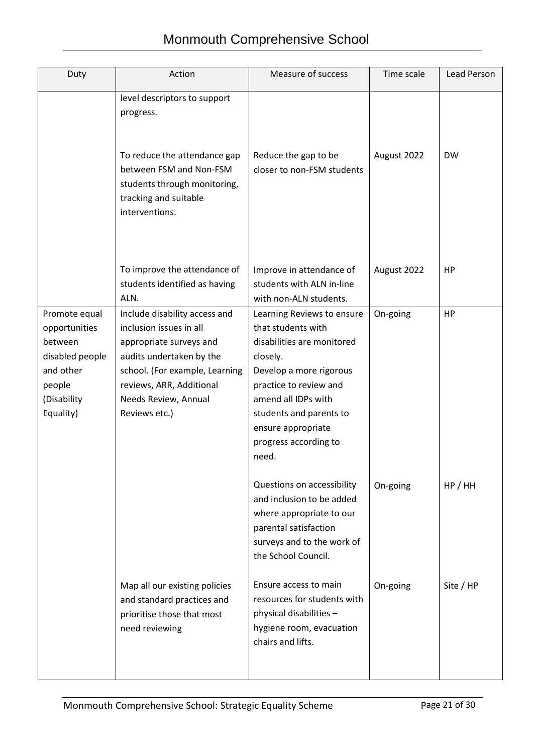| Duty | Action | Measure of success | Time scale | Lead Person |
|---|---|---|---|---|
| | level descriptors to support progress. | | | |
| | To reduce the attendance gap between FSM and Non-FSM students through monitoring, tracking and suitable interventions. | Reduce the gap to be closer to non-FSM students | August 2022 | DW |
| | To improve the attendance of students identified as having ALN. | Improve in attendance of students with ALN in-line with non-ALN students. | August 2022 | HP |
| Promote equal opportunities between disabled people and other people (Disability Equality) | Include disability access and inclusion issues in all appropriate surveys and audits undertaken by the school. (For example, Learning reviews, ARR, Additional Needs Review, Annual Reviews etc.) | Learning Reviews to ensure that students with disabilities are monitored closely.<br>Develop a more rigorous practice to review and amend all IDPs with students and parents to ensure appropriate progress according to need. | On-going | HP |
| | | Questions on accessibility and inclusion to be added where appropriate to our parental satisfaction surveys and to the work of the School Council. | On-going | HP / HH |
| | Map all our existing policies and standard practices and prioritise those that most need reviewing | Ensure access to main resources for students with physical disabilities – hygiene room, evacuation chairs and lifts. | On-going | Site / HP |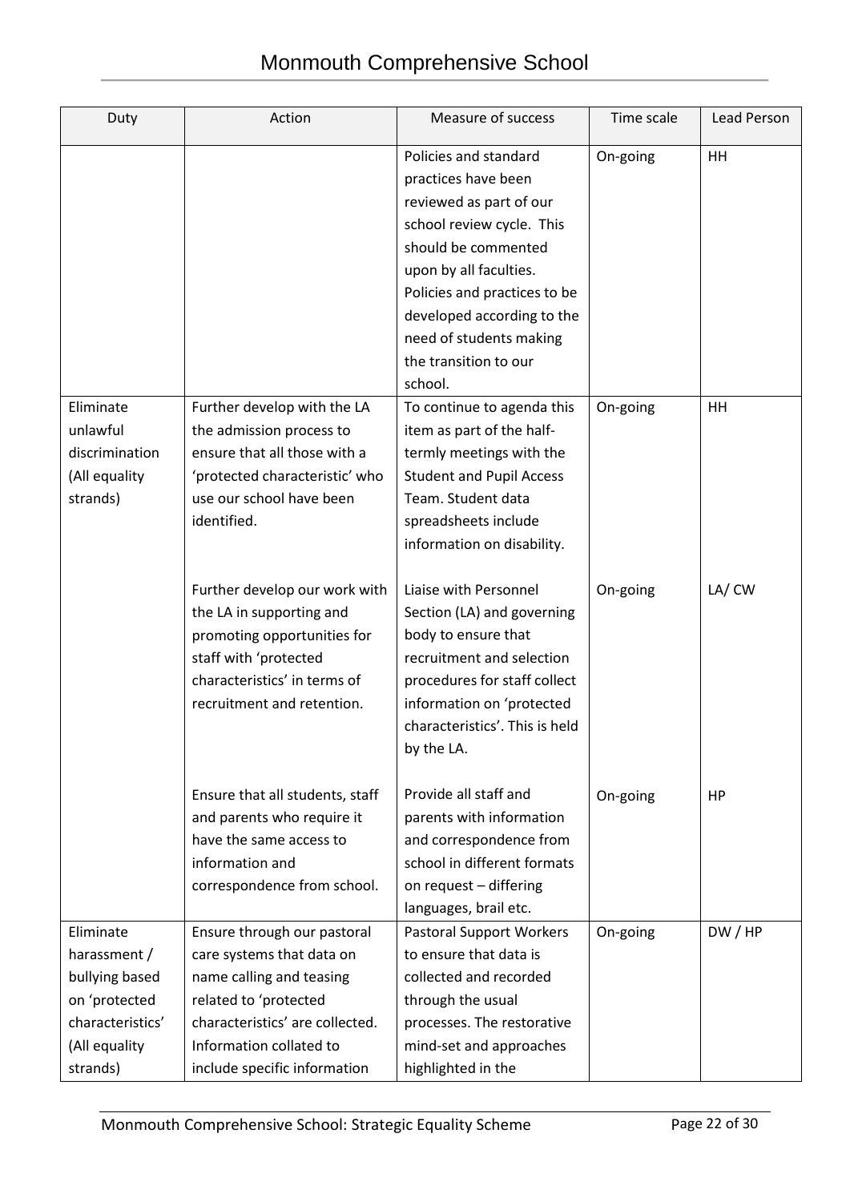| Duty | Action | Measure of success | Time scale | Lead Person |
|---|---|---|---|---|
| | | Policies and standard practices have been reviewed as part of our school review cycle. This should be commented upon by all faculties. Policies and practices to be developed according to the need of students making the transition to our school. | On-going | HH |
| Eliminate unlawful discrimination (All equality strands) | Further develop with the LA the admission process to ensure that all those with a 'protected characteristic' who use our school have been identified. | To continue to agenda this item as part of the half-termly meetings with the Student and Pupil Access Team. Student data spreadsheets include information on disability. | On-going | HH |
| | Further develop our work with the LA in supporting and promoting opportunities for staff with 'protected characteristics' in terms of recruitment and retention. | Liaise with Personnel Section (LA) and governing body to ensure that recruitment and selection procedures for staff collect information on 'protected characteristics'. This is held by the LA. | On-going | LA/ CW |
| | Ensure that all students, staff and parents who require it have the same access to information and correspondence from school. | Provide all staff and parents with information and correspondence from school in different formats on request – differing languages, brail etc. | On-going | HP |
| Eliminate harassment / bullying based on 'protected characteristics' (All equality strands) | Ensure through our pastoral care systems that data on name calling and teasing related to 'protected characteristics' are collected. Information collated to include specific information | Pastoral Support Workers to ensure that data is collected and recorded through the usual processes. The restorative mind-set and approaches highlighted in the | On-going | DW / HP |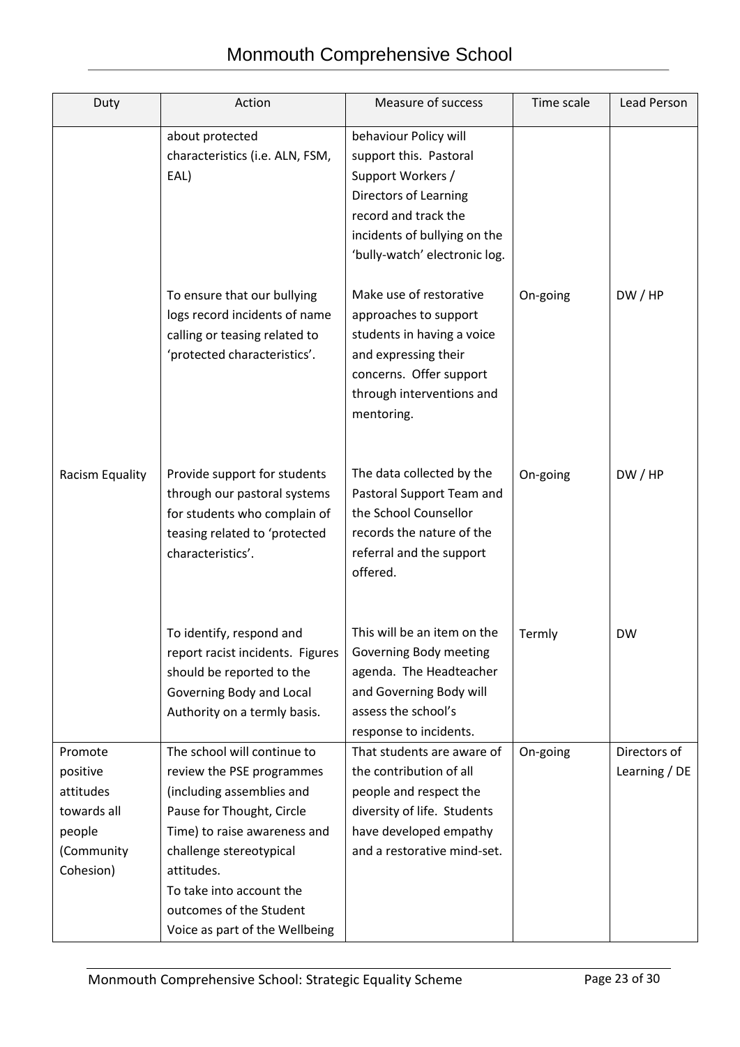| Duty | Action | Measure of success | Time scale | Lead Person |
|---|---|---|---|---|
| | about protected characteristics (i.e. ALN, FSM, EAL) | behaviour Policy will support this. Pastoral Support Workers / Directors of Learning record and track the incidents of bullying on the 'bully-watch' electronic log. | | |
| | To ensure that our bullying logs record incidents of name calling or teasing related to 'protected characteristics'. | Make use of restorative approaches to support students in having a voice and expressing their concerns. Offer support through interventions and mentoring. | On-going | DW / HP |
| Racism Equality | Provide support for students through our pastoral systems for students who complain of teasing related to 'protected characteristics'. | The data collected by the Pastoral Support Team and the School Counsellor records the nature of the referral and the support offered. | On-going | DW / HP |
| | To identify, respond and report racist incidents. Figures should be reported to the Governing Body and Local Authority on a termly basis. | This will be an item on the Governing Body meeting agenda. The Headteacher and Governing Body will assess the school's response to incidents. | Termly | DW |
| Promote positive attitudes towards all people (Community Cohesion) | The school will continue to review the PSE programmes (including assemblies and Pause for Thought, Circle Time) to raise awareness and challenge stereotypical attitudes.<br>To take into account the outcomes of the Student Voice as part of the Wellbeing | That students are aware of the contribution of all people and respect the diversity of life. Students have developed empathy and a restorative mind-set. | On-going | Directors of Learning / DE |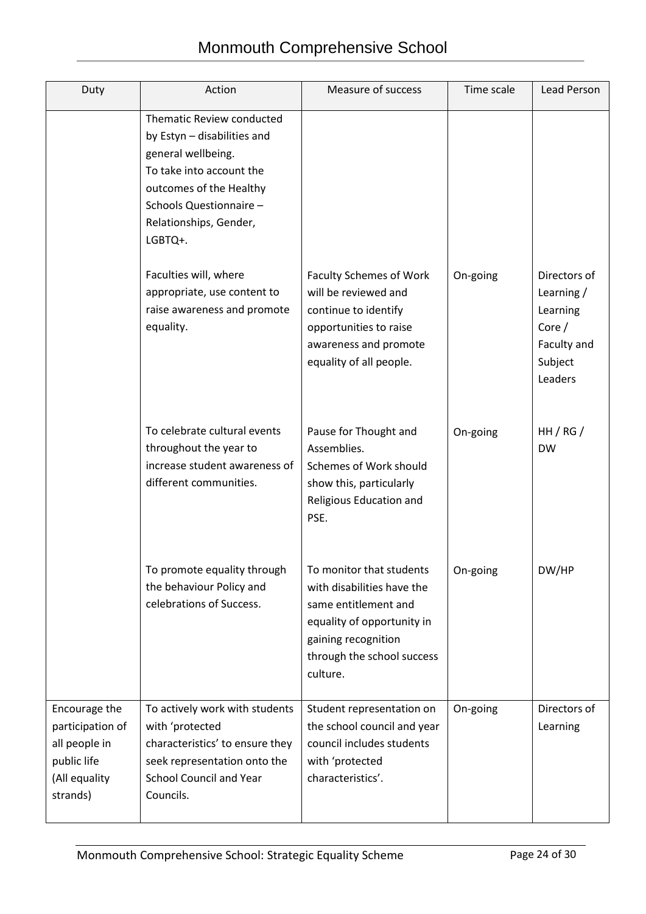| Duty | Action | Measure of success | Time scale | Lead Person |
|---|---|---|---|---|
| | Thematic Review conducted by Estyn – disabilities and general wellbeing. To take into account the outcomes of the Healthy Schools Questionnaire – Relationships, Gender, LGBTQ+. | | | |
| | Faculties will, where appropriate, use content to raise awareness and promote equality. | Faculty Schemes of Work will be reviewed and continue to identify opportunities to raise awareness and promote equality of all people. | On-going | Directors of Learning / Learning Core / Faculty and Subject Leaders |
| | To celebrate cultural events throughout the year to increase student awareness of different communities. | Pause for Thought and Assemblies. Schemes of Work should show this, particularly Religious Education and PSE. | On-going | HH / RG / DW |
| | To promote equality through the behaviour Policy and celebrations of Success. | To monitor that students with disabilities have the same entitlement and equality of opportunity in gaining recognition through the school success culture. | On-going | DW/HP |
| Encourage the participation of all people in public life (All equality strands) | To actively work with students with 'protected characteristics' to ensure they seek representation onto the School Council and Year Councils. | Student representation on the school council and year council includes students with 'protected characteristics'. | On-going | Directors of Learning |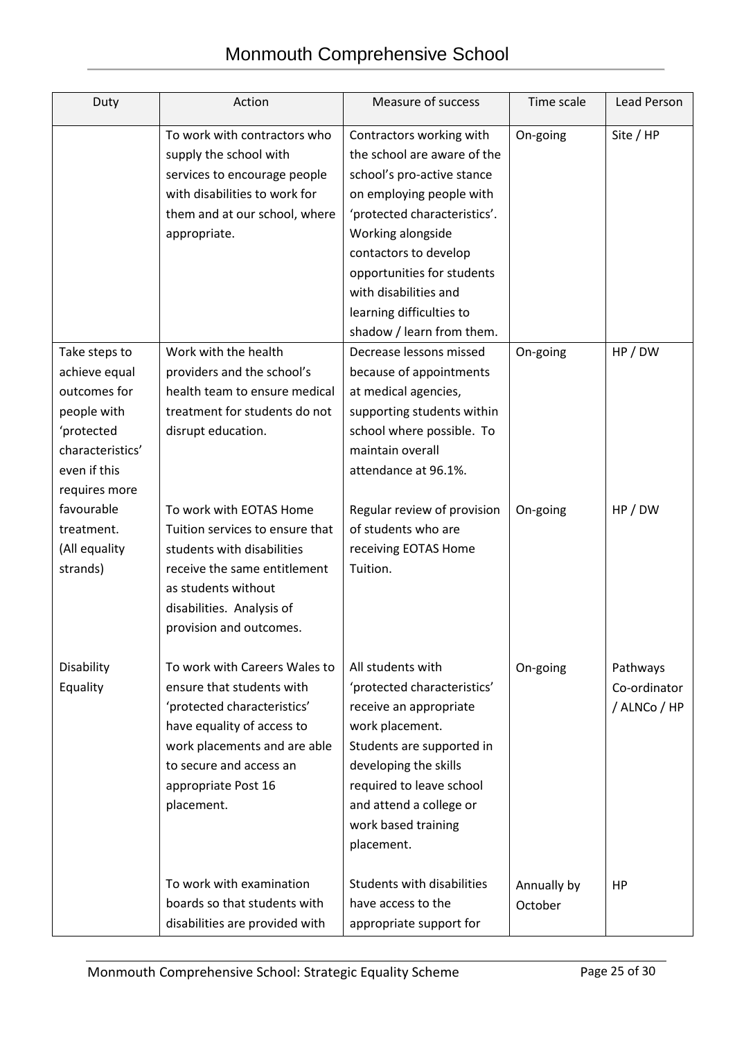| Duty | Action | Measure of success | Time scale | Lead Person |
|---|---|---|---|---|
| | To work with contractors who supply the school with services to encourage people with disabilities to work for them and at our school, where appropriate. | Contractors working with the school are aware of the school's pro-active stance on employing people with 'protected characteristics'. Working alongside contactors to develop opportunities for students with disabilities and learning difficulties to shadow / learn from them. | On-going | Site / HP |
| Take steps to achieve equal outcomes for people with 'protected characteristics' even if this requires more favourable treatment. (All equality strands) | Work with the health providers and the school's health team to ensure medical treatment for students do not disrupt education. | Decrease lessons missed because of appointments at medical agencies, supporting students within school where possible. To maintain overall attendance at 96.1%. | On-going | HP / DW |
| | To work with EOTAS Home Tuition services to ensure that students with disabilities receive the same entitlement as students without disabilities. Analysis of provision and outcomes. | Regular review of provision of students who are receiving EOTAS Home Tuition. | On-going | HP / DW |
| Disability Equality | To work with Careers Wales to ensure that students with 'protected characteristics' have equality of access to work placements and are able to secure and access an appropriate Post 16 placement. | All students with 'protected characteristics' receive an appropriate work placement. Students are supported in developing the skills required to leave school and attend a college or work based training placement. | On-going | Pathways Co-ordinator / ALNCo / HP |
| | To work with examination boards so that students with disabilities are provided with | Students with disabilities have access to the appropriate support for | Annually by October | HP |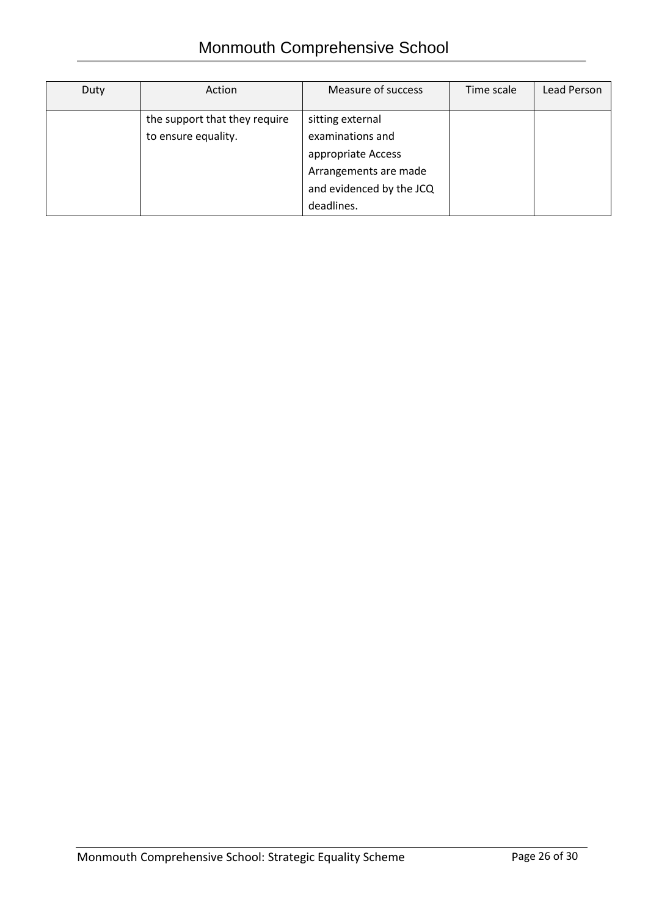| Duty | Action | Measure of success | Time scale | Lead Person |
|---|---|---|---|---|
| | the support that they require to ensure equality. | sitting external examinations and appropriate Access Arrangements are made and evidenced by the JCQ deadlines. | | |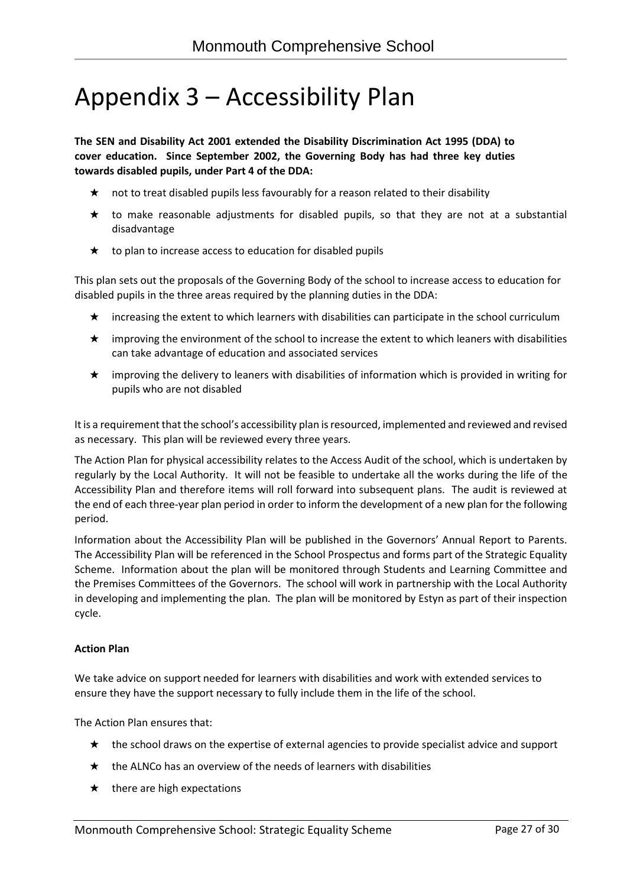# Appendix 3 – Accessibility Plan

**The SEN and Disability Act 2001 extended the Disability Discrimination Act 1995 (DDA) to cover education. Since September 2002, the Governing Body has had three key duties towards disabled pupils, under Part 4 of the DDA:**

- ★ not to treat disabled pupils less favourably for a reason related to their disability
- ★ to make reasonable adjustments for disabled pupils, so that they are not at a substantial disadvantage
- ★ to plan to increase access to education for disabled pupils

This plan sets out the proposals of the Governing Body of the school to increase access to education for disabled pupils in the three areas required by the planning duties in the DDA:

- ★ increasing the extent to which learners with disabilities can participate in the school curriculum
- ★ improving the environment of the school to increase the extent to which leaners with disabilities can take advantage of education and associated services
- ★ improving the delivery to leaners with disabilities of information which is provided in writing for pupils who are not disabled

It is a requirement that the school's accessibility plan is resourced, implemented and reviewed and revised as necessary. This plan will be reviewed every three years.

The Action Plan for physical accessibility relates to the Access Audit of the school, which is undertaken by regularly by the Local Authority. It will not be feasible to undertake all the works during the life of the Accessibility Plan and therefore items will roll forward into subsequent plans. The audit is reviewed at the end of each three-year plan period in order to inform the development of a new plan for the following period.

Information about the Accessibility Plan will be published in the Governors' Annual Report to Parents. The Accessibility Plan will be referenced in the School Prospectus and forms part of the Strategic Equality Scheme. Information about the plan will be monitored through Students and Learning Committee and the Premises Committees of the Governors. The school will work in partnership with the Local Authority in developing and implementing the plan. The plan will be monitored by Estyn as part of their inspection cycle.

**Action Plan**

We take advice on support needed for learners with disabilities and work with extended services to ensure they have the support necessary to fully include them in the life of the school.

The Action Plan ensures that:

- ★ the school draws on the expertise of external agencies to provide specialist advice and support
- ★ the ALNCo has an overview of the needs of learners with disabilities
- ★ there are high expectations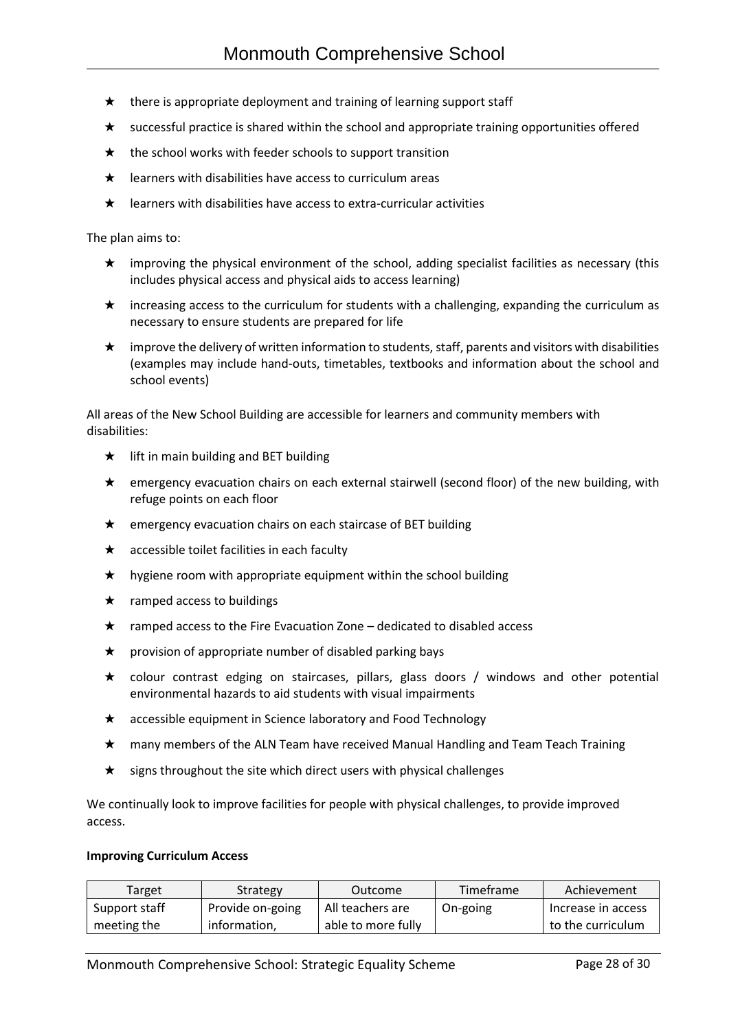- there is appropriate deployment and training of learning support staff
- successful practice is shared within the school and appropriate training opportunities offered
- the school works with feeder schools to support transition
- learners with disabilities have access to curriculum areas
- learners with disabilities have access to extra-curricular activities

The plan aims to:

- improving the physical environment of the school, adding specialist facilities as necessary (this includes physical access and physical aids to access learning)
- increasing access to the curriculum for students with a challenging, expanding the curriculum as necessary to ensure students are prepared for life
- improve the delivery of written information to students, staff, parents and visitors with disabilities (examples may include hand-outs, timetables, textbooks and information about the school and school events)

All areas of the New School Building are accessible for learners and community members with disabilities:

- lift in main building and BET building
- emergency evacuation chairs on each external stairwell (second floor) of the new building, with refuge points on each floor
- emergency evacuation chairs on each staircase of BET building
- accessible toilet facilities in each faculty
- hygiene room with appropriate equipment within the school building
- ramped access to buildings
- ramped access to the Fire Evacuation Zone – dedicated to disabled access
- provision of appropriate number of disabled parking bays
- colour contrast edging on staircases, pillars, glass doors / windows and other potential environmental hazards to aid students with visual impairments
- accessible equipment in Science laboratory and Food Technology
- many members of the ALN Team have received Manual Handling and Team Teach Training
- signs throughout the site which direct users with physical challenges

We continually look to improve facilities for people with physical challenges, to provide improved access.

**Improving Curriculum Access**

| Target | Strategy | Outcome | Timeframe | Achievement |
|---|---|---|---|---|
| Support staff meeting the | Provide on-going information, | All teachers are able to more fully | On-going | Increase in access to the curriculum |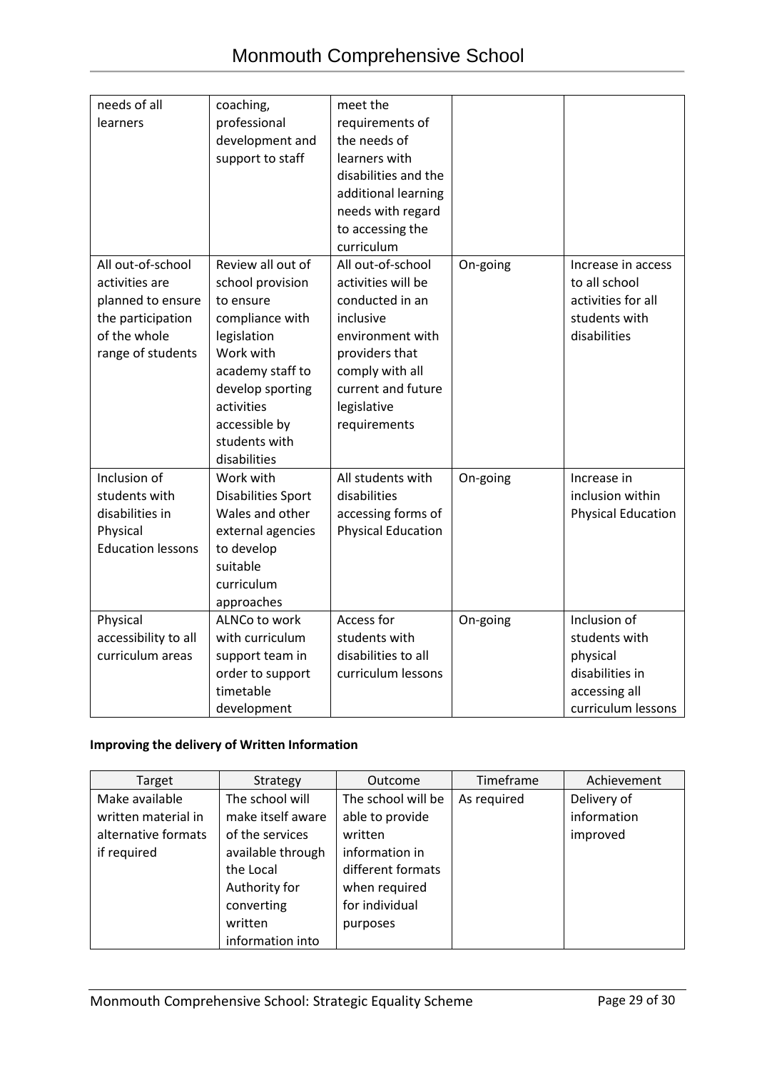| needs of all learners | coaching, professional development and support to staff | meet the requirements of the needs of learners with disabilities and the additional learning needs with regard to accessing the curriculum | | |
|---|---|---|---|---|
| All out-of-school activities are planned to ensure the participation of the whole range of students | Review all out of school provision to ensure compliance with legislation<br>Work with academy staff to develop sporting activities accessible by students with disabilities | All out-of-school activities will be conducted in an inclusive environment with providers that comply with all current and future legislative requirements | On-going | Increase in access to all school activities for all students with disabilities |
| Inclusion of students with disabilities in Physical Education lessons | Work with Disabilities Sport Wales and other external agencies to develop suitable curriculum approaches | All students with disabilities accessing forms of Physical Education | On-going | Increase in inclusion within Physical Education |
| Physical accessibility to all curriculum areas | ALNCo to work with curriculum support team in order to support timetable development | Access for students with disabilities to all curriculum lessons | On-going | Inclusion of students with physical disabilities in accessing all curriculum lessons |

**Improving the delivery of Written Information**

| Target | Strategy | Outcome | Timeframe | Achievement |
|---|---|---|---|---|
| Make available written material in alternative formats if required | The school will make itself aware of the services available through the Local Authority for converting written information into | The school will be able to provide written information in different formats when required for individual purposes | As required | Delivery of information improved |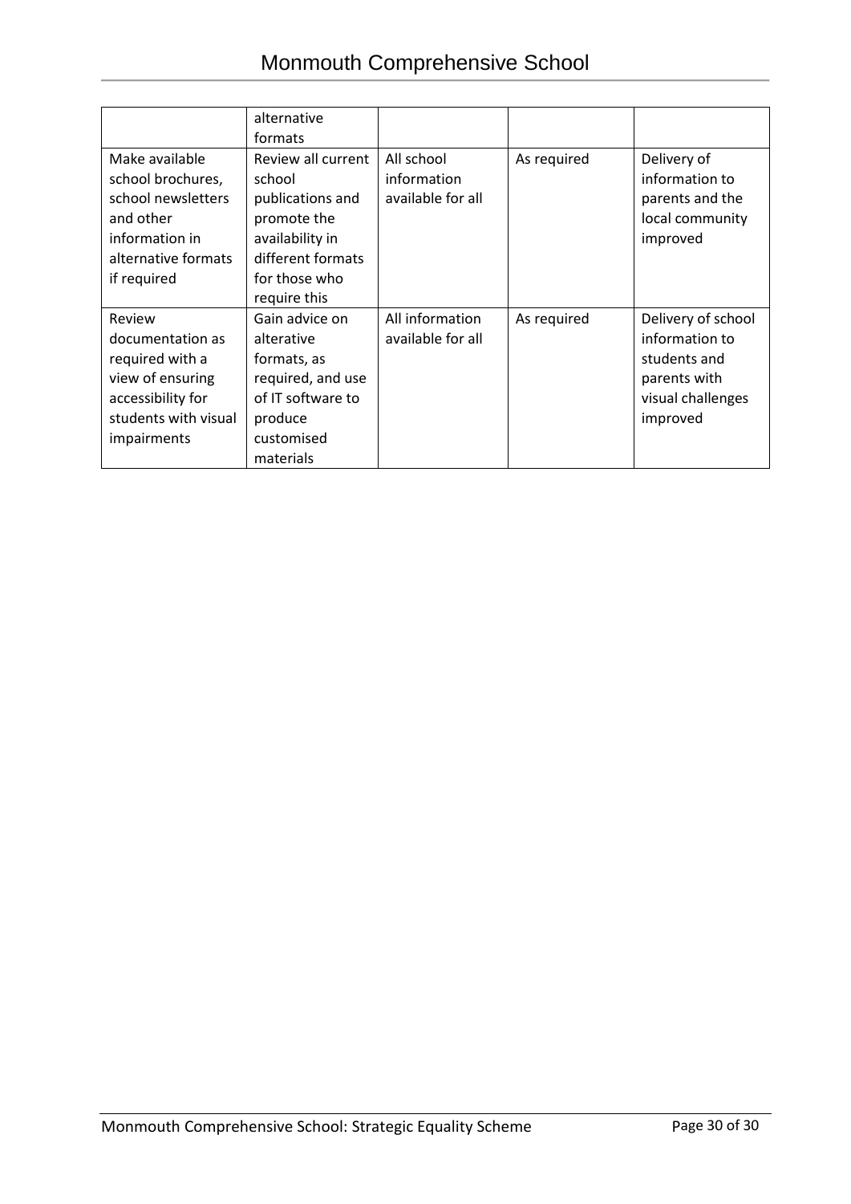| | | | | |
|---|---|---|---|---|
| | alternative formats | | | |
| Make available school brochures, school newsletters and other information in alternative formats if required | Review all current school publications and promote the availability in different formats for those who require this | All school information available for all | As required | Delivery of information to parents and the local community improved |
| Review documentation as required with a view of ensuring accessibility for students with visual impairments | Gain advice on alterative formats, as required, and use of IT software to produce customised materials | All information available for all | As required | Delivery of school information to students and parents with visual challenges improved |